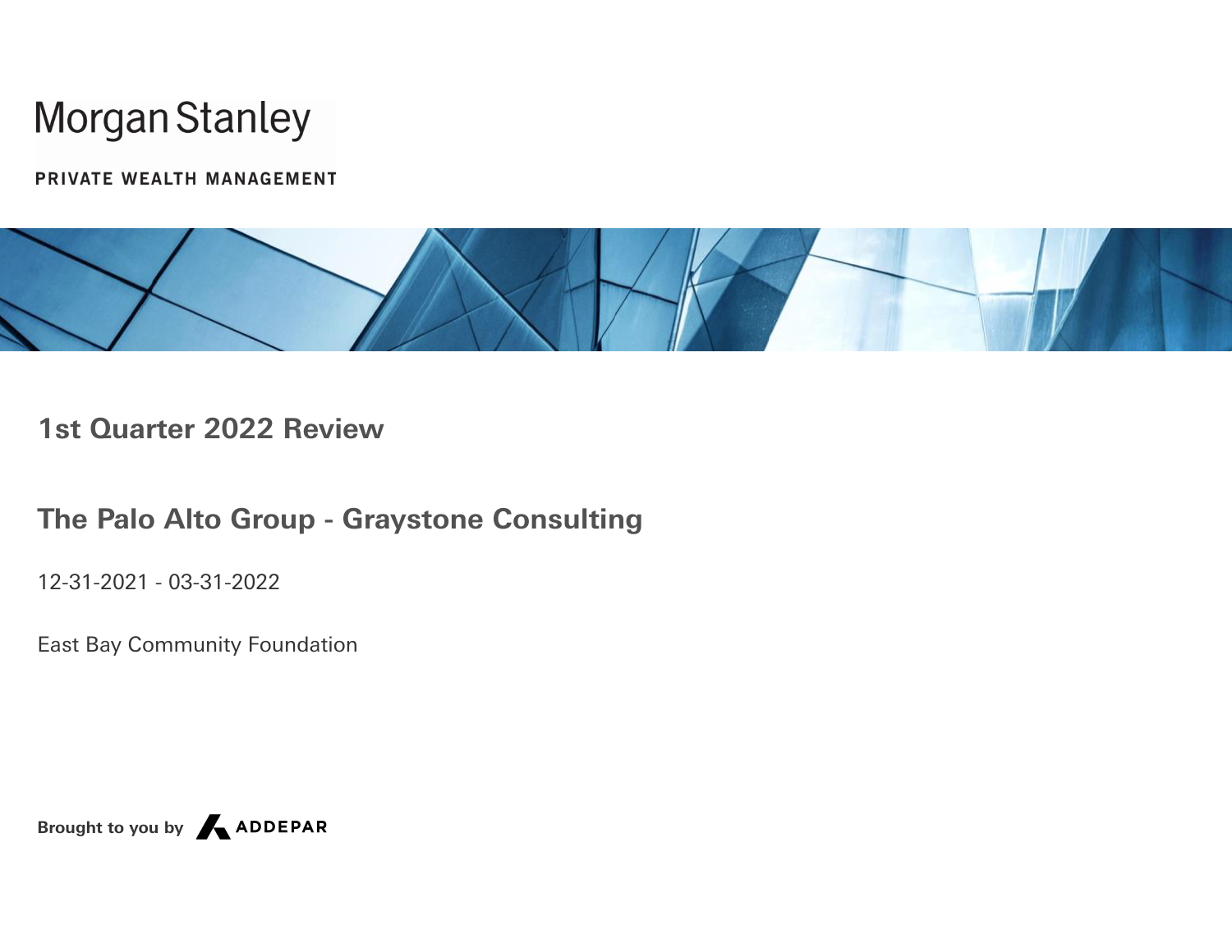Morgan Stanley

PRIVATE WEALTH MANAGEMENT

# 1st Quarter 2022 Review

## The Palo Alto Group - Graystone Consulting

12-31-2021 - 03-31-2022

East Bay Community Foundation

**Brought to you by** ADDEPAR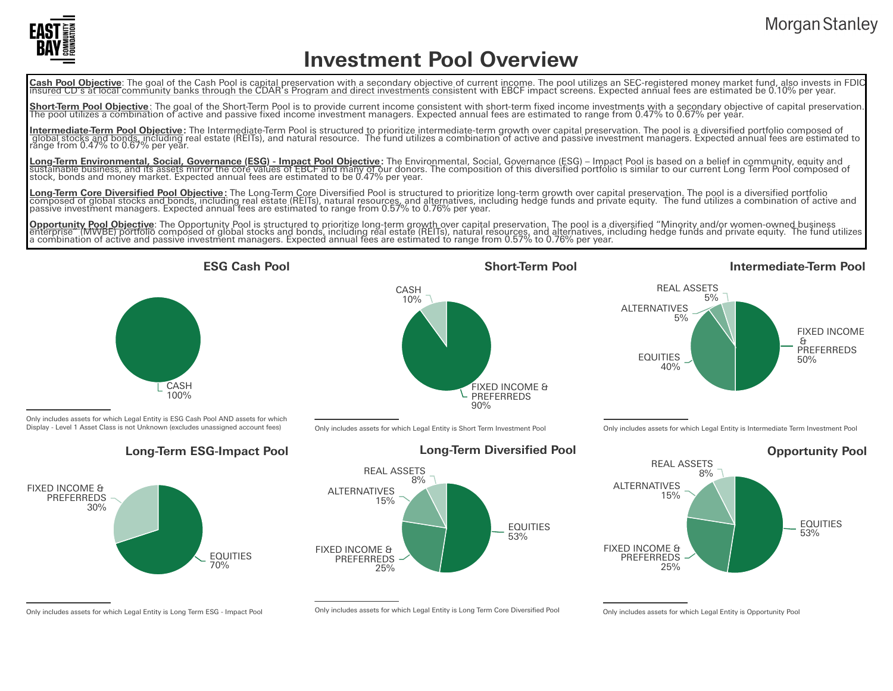# Investment Pool Overview

**Cash Pool Objective**: The goal of the Cash Pool is capital preservation with a secondary objective of current income. The pool utilizes an SEC-registered money market fund, also invests in FDIC insured CD's at local community banks through the CDAR's Program and direct investments consistent with EBCF impact screens. Expected annual fees are estimated be 0.10% per year.

**Short-Term Pool Objective**: The goal of the Short-Term Pool is to provide current income consistent with short-term fixed income investments with a secondary objective of capital preservation. The pool utilizes a combination of active and passive fixed income investment managers. Expected annual fees are estimated to range from 0.47% to 0.67% per year.

**Intermediate-Term Pool Objective:** The Intermediate-Term Pool is structured to prioritize intermediate-term growth over capital preservation. The pool is a diversified portfolio composed of global stocks and bonds, including real estate (REITs), and natural resource. The fund utilizes a combination of active and passive investment managers. Expected annual fees are estimated to range from 0.47% to 0.67% per year.

**Long-Term Environmental, Social, Governance (ESG) - Impact Pool Objective:** The Environmental, Social, Governance (ESG) – Impact Pool is based on a belief in community, equity and sustainable business, and its assets mirror the core values of EBCF and many of our donors. The composition of this diversified portfolio is similar to our current Long Term Pool composed of stock, bonds and money market. Expected annual fees are estimated to be 0.47% per year.

**Long-Term Core Diversified Pool Objective:** The Long-Term Core Diversified Pool is structured to prioritize long-term growth over capital preservation. The pool is a diversified portfolio composed of global stocks and bonds, including real estate (REITs), natural resources, and alternatives, including hedge funds and private equity. The fund utilizes a combination of active and passive investment managers. Expected annual fees are estimated to range from 0.57% to 0.76% per year.

**Opportunity Pool Objective**: The Opportunity Pool is structured to prioritize long-term growth over capital preservation. The pool is a diversified "Minority and/or women-owned business enterprise" (MWBE) portfolio composed of global stocks and bonds, including real estate (REITs), natural resources, and alternatives, including hedge funds and private equity. The fund utilizes a combination of active and passive investment managers. Expected annual fees are estimated to range from 0.57% to 0.76% per year.

### ESG Cash Pool

| Asset Class | Allocation |
|---|---|
| CASH | 100% |

Only includes assets for which Legal Entity is ESG Cash Pool AND assets for which Display - Level 1 Asset Class is not Unknown (excludes unassigned account fees)

### Short-Term Pool

| Asset Class | Allocation |
|---|---|
| FIXED INCOME & PREFERREDS | 90% |
| CASH | 10% |

Only includes assets for which Legal Entity is Short Term Investment Pool

### Intermediate-Term Pool

| Asset Class | Allocation |
|---|---|
| FIXED INCOME & PREFERREDS | 50% |
| EQUITIES | 40% |
| ALTERNATIVES | 5% |
| REAL ASSETS | 5% |

Only includes assets for which Legal Entity is Intermediate Term Investment Pool

### Long-Term ESG-Impact Pool

| Asset Class | Allocation |
|---|---|
| EQUITIES | 70% |
| FIXED INCOME & PREFERREDS | 30% |

Only includes assets for which Legal Entity is Long Term ESG - Impact Pool

### Long-Term Diversified Pool

| Asset Class | Allocation |
|---|---|
| EQUITIES | 53% |
| FIXED INCOME & PREFERREDS | 25% |
| ALTERNATIVES | 15% |
| REAL ASSETS | 8% |

Only includes assets for which Legal Entity is Long Term Core Diversified Pool

### Opportunity Pool

| Asset Class | Allocation |
|---|---|
| EQUITIES | 53% |
| FIXED INCOME & PREFERREDS | 25% |
| ALTERNATIVES | 15% |
| REAL ASSETS | 8% |

Only includes assets for which Legal Entity is Opportunity Pool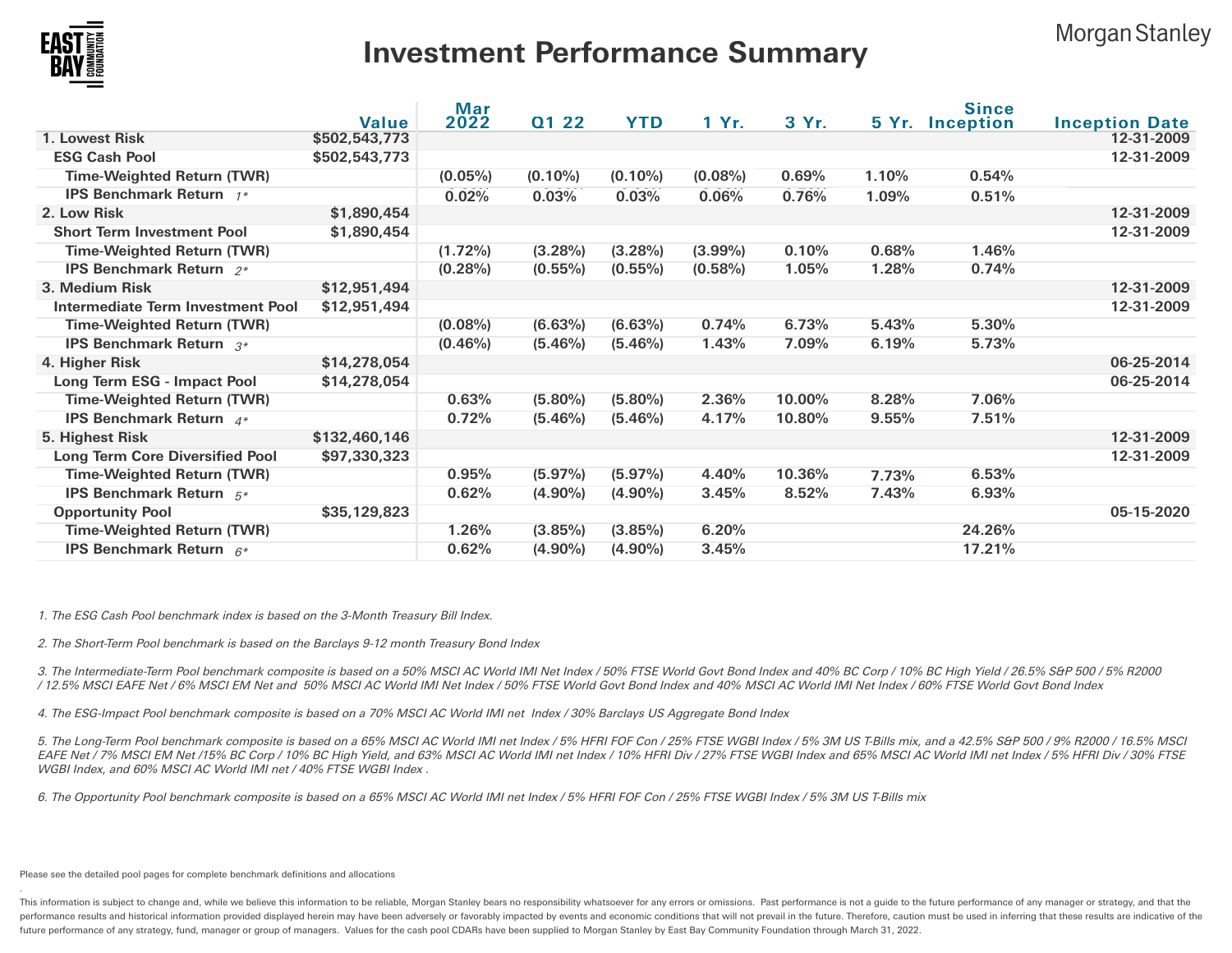# Investment Performance Summary

| | Value | Mar 2022 | Q1 22 | YTD | 1 Yr. | 3 Yr. | 5 Yr. | Since Inception | Inception Date |
|---|---|---|---|---|---|---|---|---|---|
| 1. Lowest Risk | $502,543,773 | | | | | | | | 12-31-2009 |
| ESG Cash Pool | $502,543,773 | | | | | | | | 12-31-2009 |
| Time-Weighted Return (TWR) | | (0.05%) | (0.10%) | (0.10%) | (0.08%) | 0.69% | 1.10% | 0.54% | |
| IPS Benchmark Return *1** | | 0.02% | 0.03% | 0.03% | 0.06% | 0.76% | 1.09% | 0.51% | |
| 2. Low Risk | $1,890,454 | | | | | | | | 12-31-2009 |
| Short Term Investment Pool | $1,890,454 | | | | | | | | 12-31-2009 |
| Time-Weighted Return (TWR) | | (1.72%) | (3.28%) | (3.28%) | (3.99%) | 0.10% | 0.68% | 1.46% | |
| IPS Benchmark Return *2** | | (0.28%) | (0.55%) | (0.55%) | (0.58%) | 1.05% | 1.28% | 0.74% | |
| 3. Medium Risk | $12,951,494 | | | | | | | | 12-31-2009 |
| Intermediate Term Investment Pool | $12,951,494 | | | | | | | | 12-31-2009 |
| Time-Weighted Return (TWR) | | (0.08%) | (6.63%) | (6.63%) | 0.74% | 6.73% | 5.43% | 5.30% | |
| IPS Benchmark Return *3** | | (0.46%) | (5.46%) | (5.46%) | 1.43% | 7.09% | 6.19% | 5.73% | |
| 4. Higher Risk | $14,278,054 | | | | | | | | 06-25-2014 |
| Long Term ESG - Impact Pool | $14,278,054 | | | | | | | | 06-25-2014 |
| Time-Weighted Return (TWR) | | 0.63% | (5.80%) | (5.80%) | 2.36% | 10.00% | 8.28% | 7.06% | |
| IPS Benchmark Return *4** | | 0.72% | (5.46%) | (5.46%) | 4.17% | 10.80% | 9.55% | 7.51% | |
| 5. Highest Risk | $132,460,146 | | | | | | | | 12-31-2009 |
| Long Term Core Diversified Pool | $97,330,323 | | | | | | | | 12-31-2009 |
| Time-Weighted Return (TWR) | | 0.95% | (5.97%) | (5.97%) | 4.40% | 10.36% | 7.73% | 6.53% | |
| IPS Benchmark Return *5** | | 0.62% | (4.90%) | (4.90%) | 3.45% | 8.52% | 7.43% | 6.93% | |
| Opportunity Pool | $35,129,823 | | | | | | | | 05-15-2020 |
| Time-Weighted Return (TWR) | | 1.26% | (3.85%) | (3.85%) | 6.20% | | | 24.26% | |
| IPS Benchmark Return *6** | | 0.62% | (4.90%) | (4.90%) | 3.45% | | | 17.21% | |

*1. The ESG Cash Pool benchmark index is based on the 3-Month Treasury Bill Index.*

*2. The Short-Term Pool benchmark is based on the Barclays 9-12 month Treasury Bond Index*

*3. The Intermediate-Term Pool benchmark composite is based on a 50% MSCI AC World IMI Net Index / 50% FTSE World Govt Bond Index and 40% BC Corp / 10% BC High Yield / 26.5% S&P 500 / 5% R2000 / 12.5% MSCI EAFE Net / 6% MSCI EM Net and 50% MSCI AC World IMI Net Index / 50% FTSE World Govt Bond Index and 40% MSCI AC World IMI Net Index / 60% FTSE World Govt Bond Index*

*4. The ESG-Impact Pool benchmark composite is based on a 70% MSCI AC World IMI net Index / 30% Barclays US Aggregate Bond Index*

*5. The Long-Term Pool benchmark composite is based on a 65% MSCI AC World IMI net Index / 5% HFRI FOF Con / 25% FTSE WGBI Index / 5% 3M US T-Bills mix, and a 42.5% S&P 500 / 9% R2000 / 16.5% MSCI EAFE Net / 7% MSCI EM Net /15% BC Corp / 10% BC High Yield, and 63% MSCI AC World IMI net Index / 10% HFRI Div / 27% FTSE WGBI Index and 65% MSCI AC World IMI net Index / 5% HFRI Div / 30% FTSE WGBI Index, and 60% MSCI AC World IMI net / 40% FTSE WGBI Index .*

*6. The Opportunity Pool benchmark composite is based on a 65% MSCI AC World IMI net Index / 5% HFRI FOF Con / 25% FTSE WGBI Index / 5% 3M US T-Bills mix*

Please see the detailed pool pages for complete benchmark definitions and allocations

This information is subject to change and, while we believe this information to be reliable, Morgan Stanley bears no responsibility whatsoever for any errors or omissions. Past performance is not a guide to the future performance of any manager or strategy, and that the performance results and historical information provided displayed herein may have been adversely or favorably impacted by events and economic conditions that will not prevail in the future. Therefore, caution must be used in inferring that these results are indicative of the future performance of any strategy, fund, manager or group of managers. Values for the cash pool CDARs have been supplied to Morgan Stanley by East Bay Community Foundation through March 31, 2022.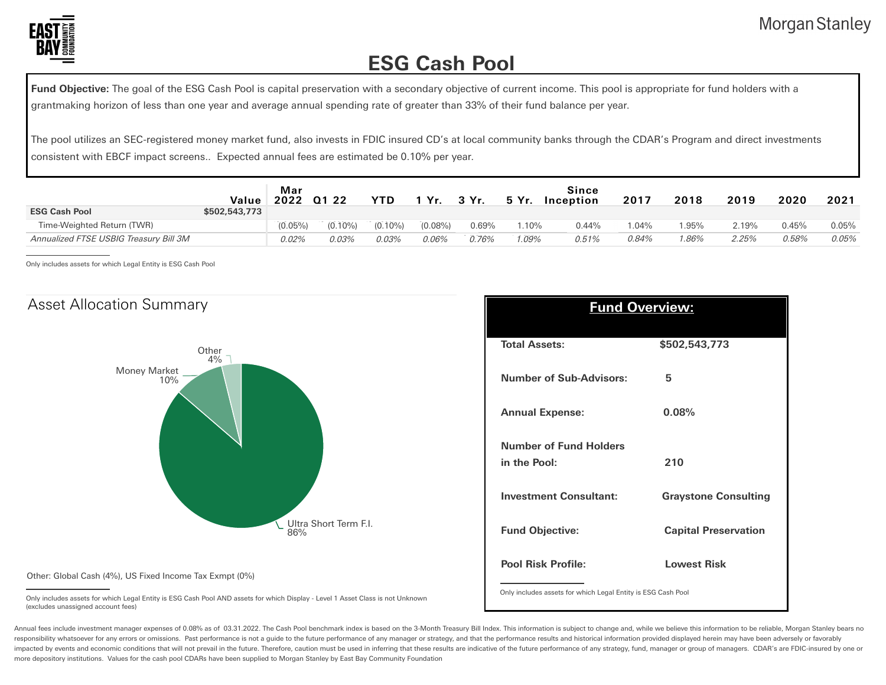# ESG Cash Pool

**Fund Objective:** The goal of the ESG Cash Pool is capital preservation with a secondary objective of current income. This pool is appropriate for fund holders with a grantmaking horizon of less than one year and average annual spending rate of greater than 33% of their fund balance per year.

The pool utilizes an SEC-registered money market fund, also invests in FDIC insured CD's at local community banks through the CDAR's Program and direct investments consistent with EBCF impact screens.. Expected annual fees are estimated be 0.10% per year.

| | Value | Mar 2022 | Q1 22 | YTD | 1 Yr. | 3 Yr. | 5 Yr. | Since Inception | 2017 | 2018 | 2019 | 2020 | 2021 |
|---|---|---|---|---|---|---|---|---|---|---|---|---|---|
| **ESG Cash Pool** | **$502,543,773** | | | | | | | | | | | | |
| Time-Weighted Return (TWR) | | (0.05%) | (0.10%) | (0.10%) | (0.08%) | 0.69% | 1.10% | 0.44% | 1.04% | 1.95% | 2.19% | 0.45% | 0.05% |
| *Annualized FTSE USBIG Treasury Bill 3M* | | *0.02%* | *0.03%* | *0.03%* | *0.06%* | *0.76%* | *1.09%* | *0.51%* | *0.84%* | *1.86%* | *2.25%* | *0.58%* | *0.05%* |

Only includes assets for which Legal Entity is ESG Cash Pool

## Asset Allocation Summary

| Asset Class | Allocation |
|---|---|
| Ultra Short Term F.I. | 86% |
| Money Market | 10% |
| Other | 4% |

Other: Global Cash (4%), US Fixed Income Tax Exmpt (0%)

Only includes assets for which Legal Entity is ESG Cash Pool AND assets for which Display - Level 1 Asset Class is not Unknown (excludes unassigned account fees)

## Fund Overview:

| | |
|---|---|
| **Total Assets:** | **$502,543,773** |
| **Number of Sub-Advisors:** | **5** |
| **Annual Expense:** | **0.08%** |
| **Number of Fund Holders in the Pool:** | **210** |
| **Investment Consultant:** | **Graystone Consulting** |
| **Fund Objective:** | **Capital Preservation** |
| **Pool Risk Profile:** | **Lowest Risk** |

Only includes assets for which Legal Entity is ESG Cash Pool

Annual fees include investment manager expenses of 0.08% as of 03.31.2022. The Cash Pool benchmark index is based on the 3-Month Treasury Bill Index. This information is subject to change and, while we believe this information to be reliable, Morgan Stanley bears no responsibility whatsoever for any errors or omissions. Past performance is not a guide to the future performance of any manager or strategy, and that the performance results and historical information provided displayed herein may have been adversely or favorably impacted by events and economic conditions that will not prevail in the future. Therefore, caution must be used in inferring that these results are indicative of the future performance of any strategy, fund, manager or group of managers. CDAR's are FDIC-insured by one or more depository institutions. Values for the cash pool CDARs have been supplied to Morgan Stanley by East Bay Community Foundation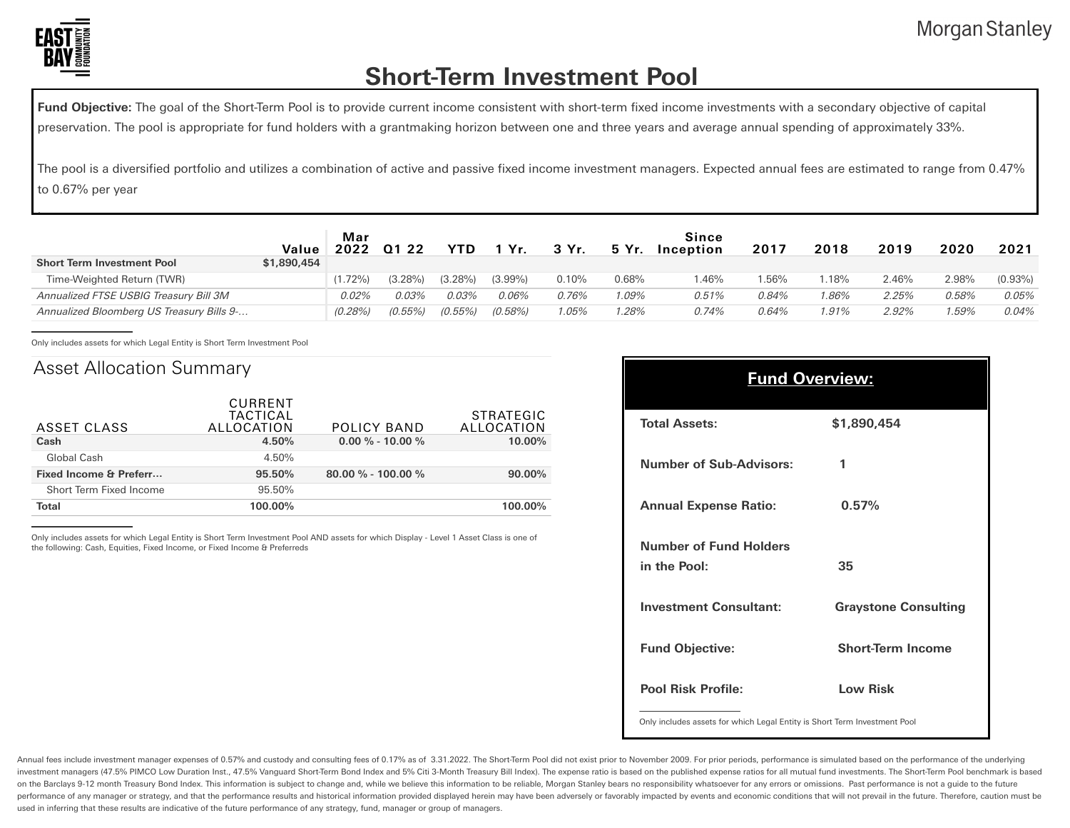# Short-Term Investment Pool

**Fund Objective:** The goal of the Short-Term Pool is to provide current income consistent with short-term fixed income investments with a secondary objective of capital preservation. The pool is appropriate for fund holders with a grantmaking horizon between one and three years and average annual spending of approximately 33%.

The pool is a diversified portfolio and utilizes a combination of active and passive fixed income investment managers. Expected annual fees are estimated to range from 0.47% to 0.67% per year

| | Value | Mar 2022 | Q1 22 | YTD | 1 Yr. | 3 Yr. | 5 Yr. | Since Inception | 2017 | 2018 | 2019 | 2020 | 2021 |
|---|---|---|---|---|---|---|---|---|---|---|---|---|---|
| **Short Term Investment Pool** | **$1,890,454** | | | | | | | | | | | | |
| Time-Weighted Return (TWR) | | (1.72%) | (3.28%) | (3.28%) | (3.99%) | 0.10% | 0.68% | 1.46% | 1.56% | 1.18% | 2.46% | 2.98% | (0.93%) |
| *Annualized FTSE USBIG Treasury Bill 3M* | | *0.02%* | *0.03%* | *0.03%* | *0.06%* | *0.76%* | *1.09%* | *0.51%* | *0.84%* | *1.86%* | *2.25%* | *0.58%* | *0.05%* |
| *Annualized Bloomberg US Treasury Bills 9-...* | | *(0.28%)* | *(0.55%)* | *(0.55%)* | *(0.58%)* | *1.05%* | *1.28%* | *0.74%* | *0.64%* | *1.91%* | *2.92%* | *1.59%* | *0.04%* |

Only includes assets for which Legal Entity is Short Term Investment Pool

## Asset Allocation Summary

| ASSET CLASS | CURRENT TACTICAL ALLOCATION | POLICY BAND | STRATEGIC ALLOCATION |
|---|---|---|---|
| **Cash** | **4.50%** | **0.00 % - 10.00 %** | **10.00%** |
| Global Cash | 4.50% | | |
| **Fixed Income & Preferr...** | **95.50%** | **80.00 % - 100.00 %** | **90.00%** |
| Short Term Fixed Income | 95.50% | | |
| **Total** | **100.00%** | | **100.00%** |

Only includes assets for which Legal Entity is Short Term Investment Pool AND assets for which Display - Level 1 Asset Class is one of the following: Cash, Equities, Fixed Income, or Fixed Income & Preferreds

## Fund Overview:

| | |
|---|---|
| **Total Assets:** | **$1,890,454** |
| **Number of Sub-Advisors:** | **1** |
| **Annual Expense Ratio:** | **0.57%** |
| **Number of Fund Holders in the Pool:** | **35** |
| **Investment Consultant:** | **Graystone Consulting** |
| **Fund Objective:** | **Short-Term Income** |
| **Pool Risk Profile:** | **Low Risk** |

Only includes assets for which Legal Entity is Short Term Investment Pool

Annual fees include investment manager expenses of 0.57% and custody and consulting fees of 0.17% as of 3.31.2022. The Short-Term Pool did not exist prior to November 2009. For prior periods, performance is simulated based on the performance of the underlying investment managers (47.5% PIMCO Low Duration Inst., 47.5% Vanguard Short-Term Bond Index and 5% Citi 3-Month Treasury Bill Index). The expense ratio is based on the published expense ratios for all mutual fund investments. The Short-Term Pool benchmark is based on the Barclays 9-12 month Treasury Bond Index. This information is subject to change and, while we believe this information to be reliable, Morgan Stanley bears no responsibility whatsoever for any errors or omissions. Past performance is not a guide to the future performance of any manager or strategy, and that the performance results and historical information provided displayed herein may have been adversely or favorably impacted by events and economic conditions that will not prevail in the future. Therefore, caution must be used in inferring that these results are indicative of the future performance of any strategy, fund, manager or group of managers.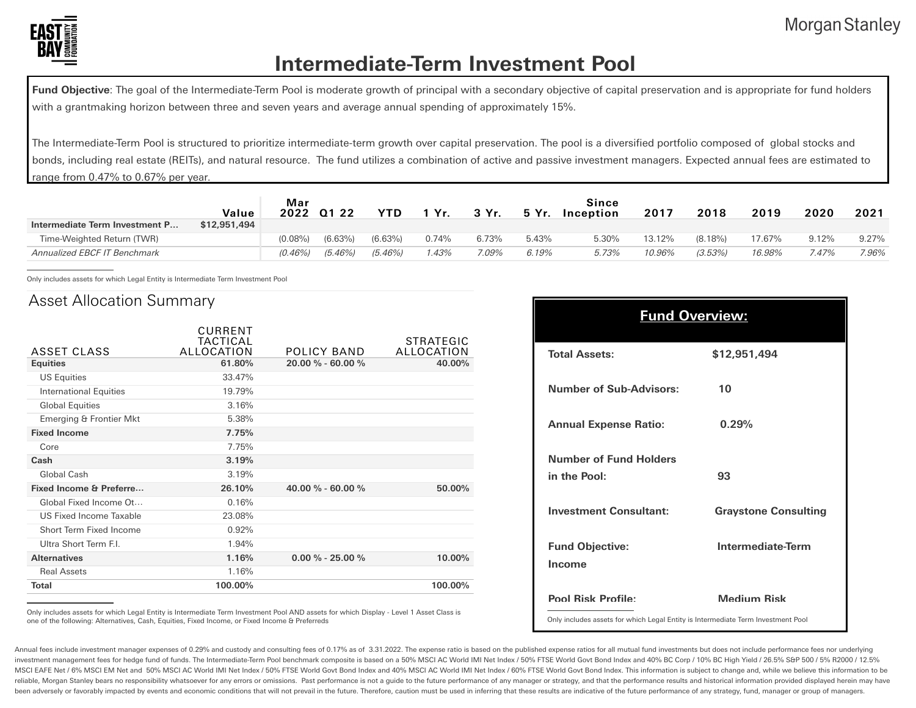# Intermediate-Term Investment Pool

**Fund Objective**: The goal of the Intermediate-Term Pool is moderate growth of principal with a secondary objective of capital preservation and is appropriate for fund holders with a grantmaking horizon between three and seven years and average annual spending of approximately 15%.

The Intermediate-Term Pool is structured to prioritize intermediate-term growth over capital preservation. The pool is a diversified portfolio composed of global stocks and bonds, including real estate (REITs), and natural resource. The fund utilizes a combination of active and passive investment managers. Expected annual fees are estimated to range from 0.47% to 0.67% per year.

| | Value | Mar 2022 | Q1 22 | YTD | 1 Yr. | 3 Yr. | 5 Yr. | Since Inception | 2017 | 2018 | 2019 | 2020 | 2021 |
|---|---|---|---|---|---|---|---|---|---|---|---|---|---|
| **Intermediate Term Investment P...** | **$12,951,494** | | | | | | | | | | | | |
| Time-Weighted Return (TWR) | | (0.08%) | (6.63%) | (6.63%) | 0.74% | 6.73% | 5.43% | 5.30% | 13.12% | (8.18%) | 17.67% | 9.12% | 9.27% |
| *Annualized EBCF IT Benchmark* | | *(0.46%)* | *(5.46%)* | *(5.46%)* | *1.43%* | *7.09%* | *6.19%* | *5.73%* | *10.96%* | *(3.53%)* | *16.98%* | *7.47%* | *7.96%* |

Only includes assets for which Legal Entity is Intermediate Term Investment Pool

## Asset Allocation Summary

| ASSET CLASS | CURRENT TACTICAL ALLOCATION | POLICY BAND | STRATEGIC ALLOCATION |
|---|---|---|---|
| **Equities** | **61.80%** | **20.00 % - 60.00 %** | **40.00%** |
| US Equities | 33.47% | | |
| International Equities | 19.79% | | |
| Global Equities | 3.16% | | |
| Emerging & Frontier Mkt | 5.38% | | |
| **Fixed Income** | **7.75%** | | |
| Core | 7.75% | | |
| **Cash** | **3.19%** | | |
| Global Cash | 3.19% | | |
| **Fixed Income & Preferre...** | **26.10%** | **40.00 % - 60.00 %** | **50.00%** |
| Global Fixed Income Ot... | 0.16% | | |
| US Fixed Income Taxable | 23.08% | | |
| Short Term Fixed Income | 0.92% | | |
| Ultra Short Term F.I. | 1.94% | | |
| **Alternatives** | **1.16%** | **0.00 % - 25.00 %** | **10.00%** |
| Real Assets | 1.16% | | |
| **Total** | **100.00%** | | **100.00%** |

Only includes assets for which Legal Entity is Intermediate Term Investment Pool AND assets for which Display - Level 1 Asset Class is one of the following: Alternatives, Cash, Equities, Fixed Income, or Fixed Income & Preferreds

## Fund Overview:

| | |
|---|---|
| **Total Assets:** | **$12,951,494** |
| **Number of Sub-Advisors:** | **10** |
| **Annual Expense Ratio:** | **0.29%** |
| **Number of Fund Holders in the Pool:** | **93** |
| **Investment Consultant:** | **Graystone Consulting** |
| **Fund Objective: Income** | **Intermediate-Term** |
| **Pool Risk Profile:** | **Medium Risk** |

Only includes assets for which Legal Entity is Intermediate Term Investment Pool

Annual fees include investment manager expenses of 0.29% and custody and consulting fees of 0.17% as of 3.31.2022. The expense ratio is based on the published expense ratios for all mutual fund investments but does not include performance fees nor underlying investment management fees for hedge fund of funds. The Intermediate-Term Pool benchmark composite is based on a 50% MSCI AC World IMI Net Index / 50% FTSE World Govt Bond Index and 40% BC Corp / 10% BC High Yield / 26.5% S&P 500 / 5% R2000 / 12.5% MSCI EAFE Net / 6% MSCI EM Net and 50% MSCI AC World IMI Net Index / 50% FTSE World Govt Bond Index and 40% MSCI AC World IMI Net Index / 60% FTSE World Govt Bond Index. This information is subject to change and, while we believe this information to be reliable, Morgan Stanley bears no responsibility whatsoever for any errors or omissions. Past performance is not a guide to the future performance of any manager or strategy, and that the performance results and historical information provided displayed herein may have been adversely or favorably impacted by events and economic conditions that will not prevail in the future. Therefore, caution must be used in inferring that these results are indicative of the future performance of any strategy, fund, manager or group of managers.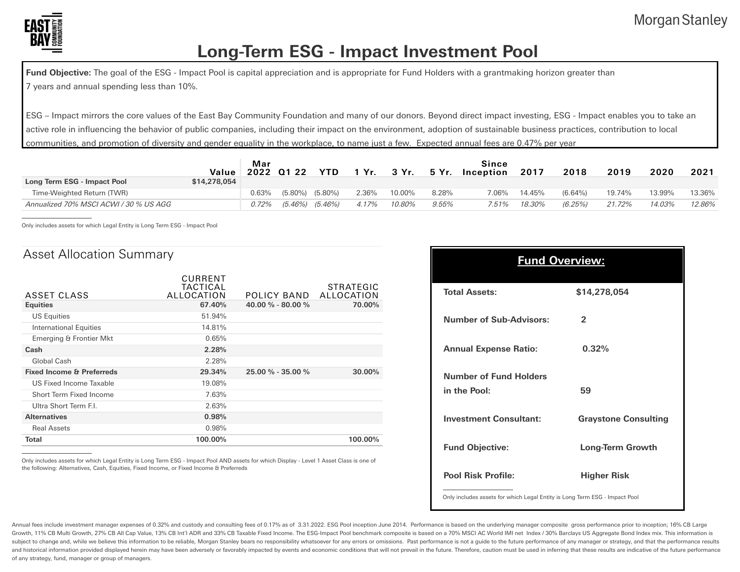# Long-Term ESG - Impact Investment Pool

**Fund Objective:** The goal of the ESG - Impact Pool is capital appreciation and is appropriate for Fund Holders with a grantmaking horizon greater than 7 years and annual spending less than 10%.

ESG – Impact mirrors the core values of the East Bay Community Foundation and many of our donors. Beyond direct impact investing, ESG - Impact enables you to take an active role in influencing the behavior of public companies, including their impact on the environment, adoption of sustainable business practices, contribution to local communities, and promotion of diversity and gender equality in the workplace, to name just a few. Expected annual fees are 0.47% per year

| | Value | Mar 2022 | Q1 22 | YTD | 1 Yr. | 3 Yr. | 5 Yr. | Since Inception | 2017 | 2018 | 2019 | 2020 | 2021 |
|---|---|---|---|---|---|---|---|---|---|---|---|---|---|
| **Long Term ESG - Impact Pool** | **$14,278,054** | | | | | | | | | | | | |
| Time-Weighted Return (TWR) | | 0.63% | (5.80%) | (5.80%) | 2.36% | 10.00% | 8.28% | 7.06% | 14.45% | (6.64%) | 19.74% | 13.99% | 13.36% |
| *Annualized 70% MSCI ACWI / 30 % US AGG* | | *0.72%* | *(5.46%)* | *(5.46%)* | *4.17%* | *10.80%* | *9.55%* | *7.51%* | *18.30%* | *(6.25%)* | *21.72%* | *14.03%* | *12.86%* |

Only includes assets for which Legal Entity is Long Term ESG - Impact Pool

## Asset Allocation Summary

| ASSET CLASS | CURRENT TACTICAL ALLOCATION | POLICY BAND | STRATEGIC ALLOCATION |
|---|---|---|---|
| **Equities** | **67.40%** | **40.00 % - 80.00 %** | **70.00%** |
| US Equities | 51.94% | | |
| International Equities | 14.81% | | |
| Emerging & Frontier Mkt | 0.65% | | |
| **Cash** | **2.28%** | | |
| Global Cash | 2.28% | | |
| **Fixed Income & Preferreds** | **29.34%** | **25.00 % - 35.00 %** | **30.00%** |
| US Fixed Income Taxable | 19.08% | | |
| Short Term Fixed Income | 7.63% | | |
| Ultra Short Term F.I. | 2.63% | | |
| **Alternatives** | **0.98%** | | |
| Real Assets | 0.98% | | |
| **Total** | **100.00%** | | **100.00%** |

Only includes assets for which Legal Entity is Long Term ESG - Impact Pool AND assets for which Display - Level 1 Asset Class is one of the following: Alternatives, Cash, Equities, Fixed Income, or Fixed Income & Preferreds

## Fund Overview:

| | |
|---|---|
| **Total Assets:** | **$14,278,054** |
| **Number of Sub-Advisors:** | **2** |
| **Annual Expense Ratio:** | **0.32%** |
| **Number of Fund Holders in the Pool:** | **59** |
| **Investment Consultant:** | **Graystone Consulting** |
| **Fund Objective:** | **Long-Term Growth** |
| **Pool Risk Profile:** | **Higher Risk** |

Only includes assets for which Legal Entity is Long Term ESG - Impact Pool

Annual fees include investment manager expenses of 0.32% and custody and consulting fees of 0.17% as of 3.31.2022. ESG Pool inception June 2014. Performance is based on the underlying manager composite gross performance prior to inception; 16% CB Large Growth, 11% CB Multi Growth, 27% CB All Cap Value, 13% CB Int'l ADR and 33% CB Taxable Fixed Income. The ESG-Impact Pool benchmark composite is based on a 70% MSCI AC World IMI net Index / 30% Barclays US Aggregate Bond Index mix. This information is subject to change and, while we believe this information to be reliable, Morgan Stanley bears no responsibility whatsoever for any errors or omissions. Past performance is not a guide to the future performance of any manager or strategy, and that the performance results and historical information provided displayed herein may have been adversely or favorably impacted by events and economic conditions that will not prevail in the future. Therefore, caution must be used in inferring that these results are indicative of the future performance of any strategy, fund, manager or group of managers.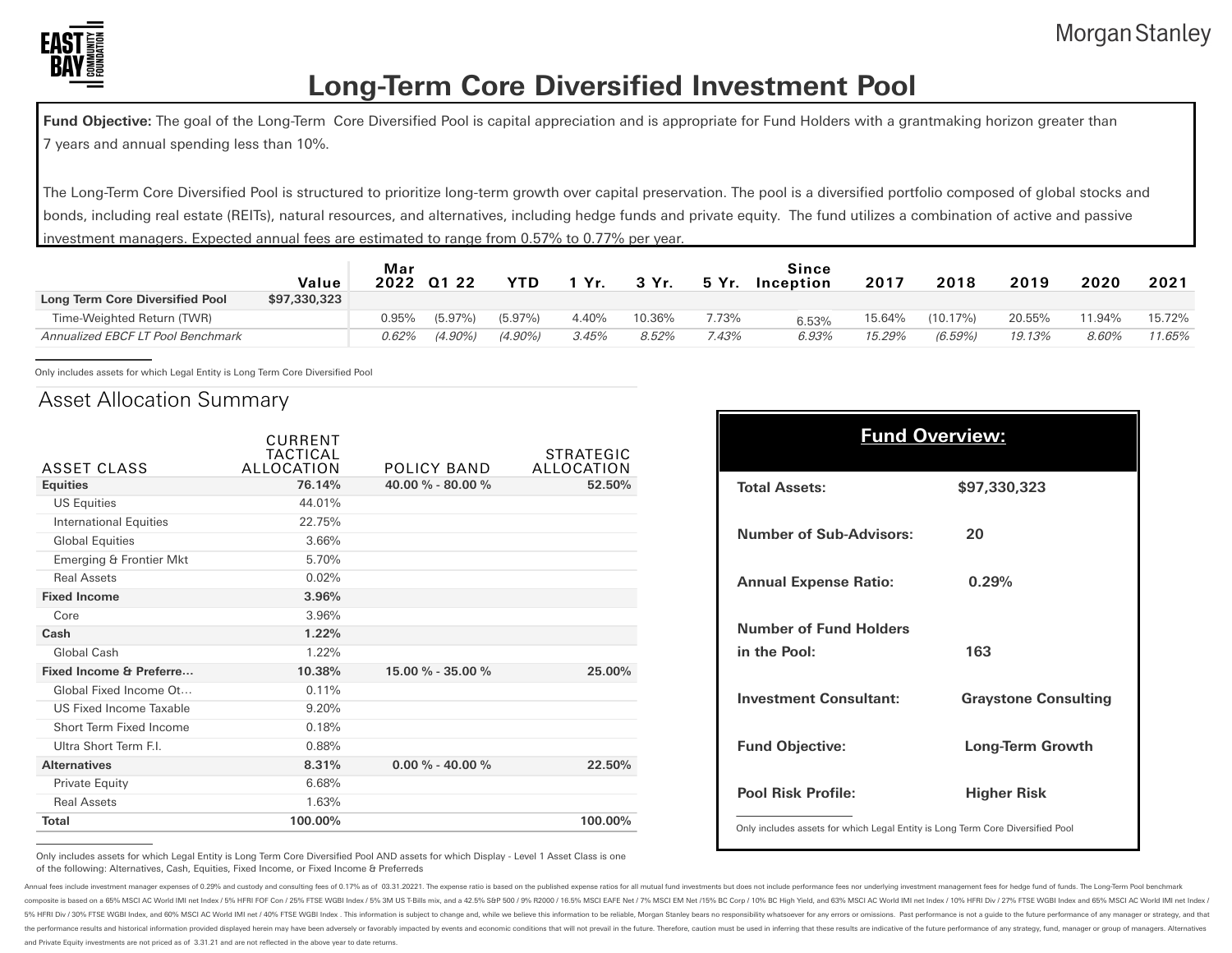East Bay Community Foundation | Morgan Stanley

# Long-Term Core Diversified Investment Pool

**Fund Objective:** The goal of the Long-Term Core Diversified Pool is capital appreciation and is appropriate for Fund Holders with a grantmaking horizon greater than 7 years and annual spending less than 10%.

The Long-Term Core Diversified Pool is structured to prioritize long-term growth over capital preservation. The pool is a diversified portfolio composed of global stocks and bonds, including real estate (REITs), natural resources, and alternatives, including hedge funds and private equity. The fund utilizes a combination of active and passive investment managers. Expected annual fees are estimated to range from 0.57% to 0.77% per year.

| | Value | Mar 2022 | Q1 22 | YTD | 1 Yr. | 3 Yr. | 5 Yr. | Since Inception | 2017 | 2018 | 2019 | 2020 | 2021 |
|---|---|---|---|---|---|---|---|---|---|---|---|---|---|
| **Long Term Core Diversified Pool** | **$97,330,323** | | | | | | | | | | | | |
| Time-Weighted Return (TWR) | | 0.95% | (5.97%) | (5.97%) | 4.40% | 10.36% | 7.73% | 6.53% | 15.64% | (10.17%) | 20.55% | 11.94% | 15.72% |
| *Annualized EBCF LT Pool Benchmark* | | *0.62%* | *(4.90%)* | *(4.90%)* | *3.45%* | *8.52%* | *7.43%* | *6.93%* | *15.29%* | *(6.59%)* | *19.13%* | *8.60%* | *11.65%* |

Only includes assets for which Legal Entity is Long Term Core Diversified Pool

## Asset Allocation Summary

| ASSET CLASS | CURRENT TACTICAL ALLOCATION | POLICY BAND | STRATEGIC ALLOCATION |
|---|---|---|---|
| **Equities** | **76.14%** | **40.00 % - 80.00 %** | **52.50%** |
| US Equities | 44.01% | | |
| International Equities | 22.75% | | |
| Global Equities | 3.66% | | |
| Emerging & Frontier Mkt | 5.70% | | |
| Real Assets | 0.02% | | |
| **Fixed Income** | **3.96%** | | |
| Core | 3.96% | | |
| **Cash** | **1.22%** | | |
| Global Cash | 1.22% | | |
| **Fixed Income & Preferre...** | **10.38%** | **15.00 % - 35.00 %** | **25.00%** |
| Global Fixed Income Ot... | 0.11% | | |
| US Fixed Income Taxable | 9.20% | | |
| Short Term Fixed Income | 0.18% | | |
| Ultra Short Term F.I. | 0.88% | | |
| **Alternatives** | **8.31%** | **0.00 % - 40.00 %** | **22.50%** |
| Private Equity | 6.68% | | |
| Real Assets | 1.63% | | |
| **Total** | **100.00%** | | **100.00%** |

Only includes assets for which Legal Entity is Long Term Core Diversified Pool AND assets for which Display - Level 1 Asset Class is one of the following: Alternatives, Cash, Equities, Fixed Income, or Fixed Income & Preferreds

## Fund Overview:

| | |
|---|---|
| **Total Assets:** | **$97,330,323** |
| **Number of Sub-Advisors:** | **20** |
| **Annual Expense Ratio:** | **0.29%** |
| **Number of Fund Holders in the Pool:** | **163** |
| **Investment Consultant:** | **Graystone Consulting** |
| **Fund Objective:** | **Long-Term Growth** |
| **Pool Risk Profile:** | **Higher Risk** |

Only includes assets for which Legal Entity is Long Term Core Diversified Pool

Annual fees include investment manager expenses of 0.29% and custody and consulting fees of 0.17% as of 03.31.20221. The expense ratio is based on the published expense ratios for all mutual fund investments but does not include performance fees nor underlying investment management fees for hedge fund of funds. The Long-Term Pool benchmark composite is based on a 65% MSCI AC World IMI net Index / 5% HFRI FOF Con / 25% FTSE WGBI Index / 5% 3M US T-Bills mix, and a 42.5% S&P 500 / 9% R2000 / 16.5% MSCI EAFE Net / 7% MSCI EM Net /15% BC Corp / 10% BC High Yield, and 63% MSCI AC World IMI net Index / 10% HFRI Div / 27% FTSE WGBI Index and 65% MSCI AC World IMI net Index / 5% HFRI Div / 30% FTSE WGBI Index, and 60% MSCI AC World IMI net / 40% FTSE WGBI Index . This information is subject to change and, while we believe this information to be reliable, Morgan Stanley bears no responsibility whatsoever for any errors or omissions. Past performance is not a guide to the future performance of any manager or strategy, and that the performance results and historical information provided herein may have been adversely or favorably impacted by events and economic conditions that will not prevail in the future. Therefore, caution must be used in inferring that these results are indicative of the future performance of any strategy, fund, manager or group of managers. Alternatives and Private Equity investments are not priced as of 3.31.21 and are not reflected in the above year to date returns.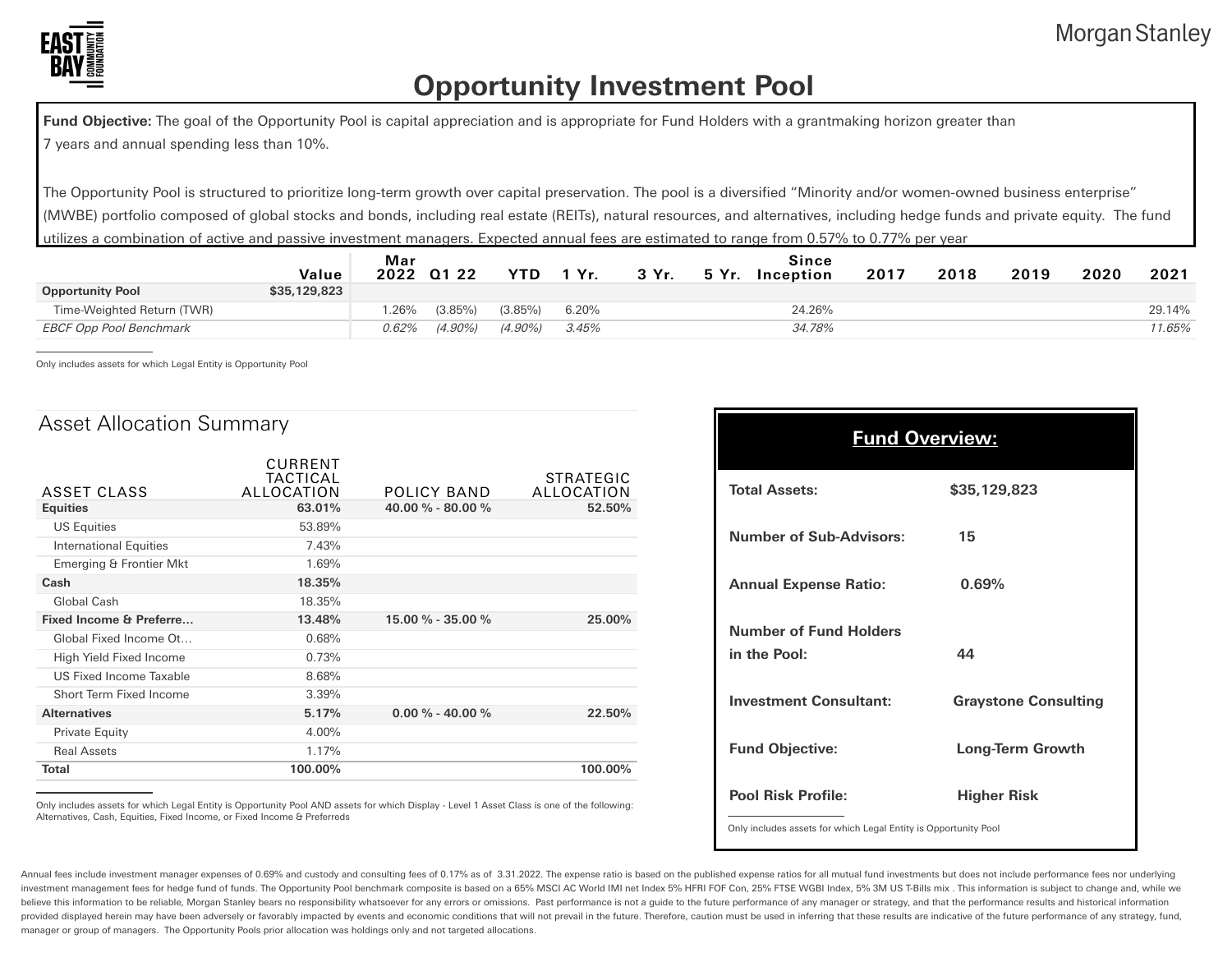# Opportunity Investment Pool

**Fund Objective:** The goal of the Opportunity Pool is capital appreciation and is appropriate for Fund Holders with a grantmaking horizon greater than 7 years and annual spending less than 10%.

The Opportunity Pool is structured to prioritize long-term growth over capital preservation. The pool is a diversified "Minority and/or women-owned business enterprise" (MWBE) portfolio composed of global stocks and bonds, including real estate (REITs), natural resources, and alternatives, including hedge funds and private equity. The fund utilizes a combination of active and passive investment managers. Expected annual fees are estimated to range from 0.57% to 0.77% per year

| | Value | Mar 2022 | Q1 22 | YTD | 1 Yr. | 3 Yr. | 5 Yr. | Since Inception | 2017 | 2018 | 2019 | 2020 | 2021 |
|---|---|---|---|---|---|---|---|---|---|---|---|---|---|
| **Opportunity Pool** | $35,129,823 | | | | | | | | | | | | |
| Time-Weighted Return (TWR) | | 1.26% | (3.85%) | (3.85%) | 6.20% | | | 24.26% | | | | | 29.14% |
| *EBCF Opp Pool Benchmark* | | *0.62%* | *(4.90%)* | *(4.90%)* | *3.45%* | | | *34.78%* | | | | | *11.65%* |

Only includes assets for which Legal Entity is Opportunity Pool

## Asset Allocation Summary

| ASSET CLASS | CURRENT TACTICAL ALLOCATION | POLICY BAND | STRATEGIC ALLOCATION |
|---|---|---|---|
| **Equities** | **63.01%** | **40.00 % - 80.00 %** | **52.50%** |
| US Equities | 53.89% | | |
| International Equities | 7.43% | | |
| Emerging & Frontier Mkt | 1.69% | | |
| **Cash** | **18.35%** | | |
| Global Cash | 18.35% | | |
| **Fixed Income & Preferre...** | **13.48%** | **15.00 % - 35.00 %** | **25.00%** |
| Global Fixed Income Ot... | 0.68% | | |
| High Yield Fixed Income | 0.73% | | |
| US Fixed Income Taxable | 8.68% | | |
| Short Term Fixed Income | 3.39% | | |
| **Alternatives** | **5.17%** | **0.00 % - 40.00 %** | **22.50%** |
| Private Equity | 4.00% | | |
| Real Assets | 1.17% | | |
| **Total** | **100.00%** | | **100.00%** |

Only includes assets for which Legal Entity is Opportunity Pool AND assets for which Display - Level 1 Asset Class is one of the following: Alternatives, Cash, Equities, Fixed Income, or Fixed Income & Preferreds

## Fund Overview:

| | |
|---|---|
| **Total Assets:** | **$35,129,823** |
| **Number of Sub-Advisors:** | **15** |
| **Annual Expense Ratio:** | **0.69%** |
| **Number of Fund Holders in the Pool:** | **44** |
| **Investment Consultant:** | **Graystone Consulting** |
| **Fund Objective:** | **Long-Term Growth** |
| **Pool Risk Profile:** | **Higher Risk** |

Only includes assets for which Legal Entity is Opportunity Pool

Annual fees include investment manager expenses of 0.69% and custody and consulting fees of 0.17% as of 3.31.2022. The expense ratio is based on the published expense ratios for all mutual fund investments but does not include performance fees nor underlying investment management fees for hedge fund of funds. The Opportunity Pool benchmark composite is based on a 65% MSCI AC World IMI net Index 5% HFRI FOF Con, 25% FTSE WGBI Index, 5% 3M US T-Bills mix . This information is subject to change and, while we believe this information to be reliable, Morgan Stanley bears no responsibility whatsoever for any errors or omissions. Past performance is not a guide to the future performance of any manager or strategy, and that the performance results and historical information provided displayed herein may have been adversely or favorably impacted by events and economic conditions that will not prevail in the future. Therefore, caution must be used in inferring that these results are indicative of the future performance of any strategy, fund, manager or group of managers. The Opportunity Pools prior allocation was holdings only and not targeted allocations.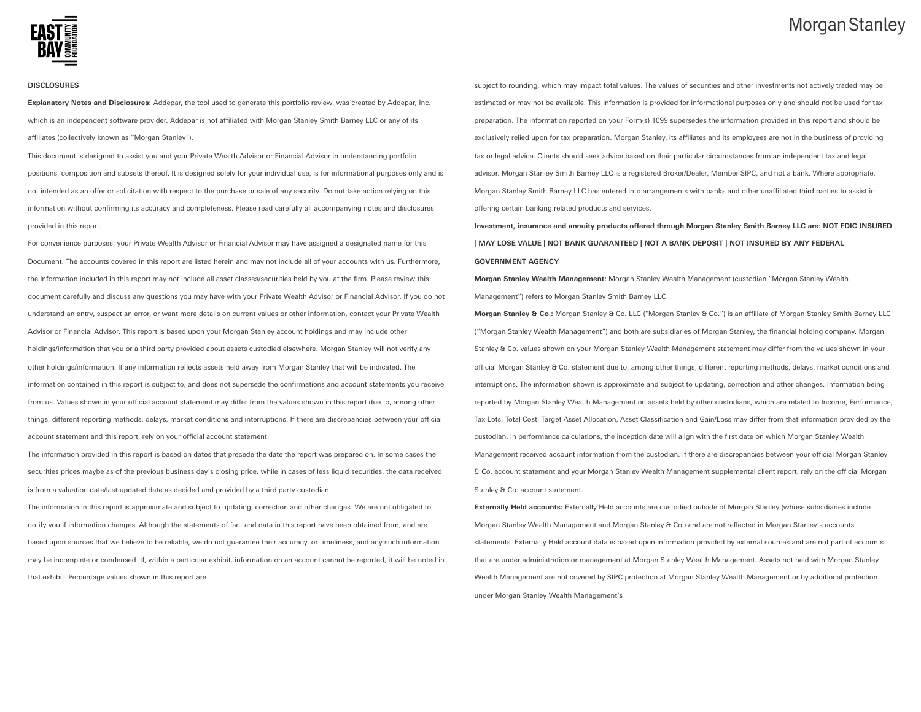**DISCLOSURES**

**Explanatory Notes and Disclosures:** Addepar, the tool used to generate this portfolio review, was created by Addepar, Inc. which is an independent software provider. Addepar is not affiliated with Morgan Stanley Smith Barney LLC or any of its affiliates (collectively known as "Morgan Stanley").

This document is designed to assist you and your Private Wealth Advisor or Financial Advisor in understanding portfolio positions, composition and subsets thereof. It is designed solely for your individual use, is for informational purposes only and is not intended as an offer or solicitation with respect to the purchase or sale of any security. Do not take action relying on this information without confirming its accuracy and completeness. Please read carefully all accompanying notes and disclosures provided in this report.

For convenience purposes, your Private Wealth Advisor or Financial Advisor may have assigned a designated name for this Document. The accounts covered in this report are listed herein and may not include all of your accounts with us. Furthermore, the information included in this report may not include all asset classes/securities held by you at the firm. Please review this document carefully and discuss any questions you may have with your Private Wealth Advisor or Financial Advisor. If you do not understand an entry, suspect an error, or want more details on current values or other information, contact your Private Wealth Advisor or Financial Advisor. This report is based upon your Morgan Stanley account holdings and may include other holdings/information that you or a third party provided about assets custodied elsewhere. Morgan Stanley will not verify any other holdings/information. If any information reflects assets held away from Morgan Stanley that will be indicated. The information contained in this report is subject to, and does not supersede the confirmations and account statements you receive from us. Values shown in your official account statement may differ from the values shown in this report due to, among other things, different reporting methods, delays, market conditions and interruptions. If there are discrepancies between your official account statement and this report, rely on your official account statement.

The information provided in this report is based on dates that precede the date the report was prepared on. In some cases the securities prices maybe as of the previous business day's closing price, while in cases of less liquid securities, the data received is from a valuation date/last updated date as decided and provided by a third party custodian.

The information in this report is approximate and subject to updating, correction and other changes. We are not obligated to notify you if information changes. Although the statements of fact and data in this report have been obtained from, and are based upon sources that we believe to be reliable, we do not guarantee their accuracy, or timeliness, and any such information may be incomplete or condensed. If, within a particular exhibit, information on an account cannot be reported, it will be noted in that exhibit. Percentage values shown in this report are subject to rounding, which may impact total values. The values of securities and other investments not actively traded may be estimated or may not be available. This information is provided for informational purposes only and should not be used for tax preparation. The information reported on your Form(s) 1099 supersedes the information provided in this report and should be exclusively relied upon for tax preparation. Morgan Stanley, its affiliates and its employees are not in the business of providing tax or legal advice. Clients should seek advice based on their particular circumstances from an independent tax and legal advisor. Morgan Stanley Smith Barney LLC is a registered Broker/Dealer, Member SIPC, and not a bank. Where appropriate, Morgan Stanley Smith Barney LLC has entered into arrangements with banks and other unaffiliated third parties to assist in offering certain banking related products and services.

**Investment, insurance and annuity products offered through Morgan Stanley Smith Barney LLC are: NOT FDIC INSURED | MAY LOSE VALUE | NOT BANK GUARANTEED | NOT A BANK DEPOSIT | NOT INSURED BY ANY FEDERAL GOVERNMENT AGENCY**

**Morgan Stanley Wealth Management:** Morgan Stanley Wealth Management (custodian "Morgan Stanley Wealth Management") refers to Morgan Stanley Smith Barney LLC.

**Morgan Stanley & Co.:** Morgan Stanley & Co. LLC ("Morgan Stanley & Co.") is an affiliate of Morgan Stanley Smith Barney LLC ("Morgan Stanley Wealth Management") and both are subsidiaries of Morgan Stanley, the financial holding company. Morgan Stanley & Co. values shown on your Morgan Stanley Wealth Management statement may differ from the values shown in your official Morgan Stanley & Co. statement due to, among other things, different reporting methods, delays, market conditions and interruptions. The information shown is approximate and subject to updating, correction and other changes. Information being reported by Morgan Stanley Wealth Management on assets held by other custodians, which are related to Income, Performance, Tax Lots, Total Cost, Target Asset Allocation, Asset Classification and Gain/Loss may differ from that information provided by the custodian. In performance calculations, the inception date will align with the first date on which Morgan Stanley Wealth Management received account information from the custodian. If there are discrepancies between your official Morgan Stanley & Co. account statement and your Morgan Stanley Wealth Management supplemental client report, rely on the official Morgan Stanley & Co. account statement.

**Externally Held accounts:** Externally Held accounts are custodied outside of Morgan Stanley (whose subsidiaries include Morgan Stanley Wealth Management and Morgan Stanley & Co.) and are not reflected in Morgan Stanley's accounts statements. Externally Held account data is based upon information provided by external sources and are not part of accounts that are under administration or management at Morgan Stanley Wealth Management. Assets not held with Morgan Stanley Wealth Management are not covered by SIPC protection at Morgan Stanley Wealth Management or by additional protection under Morgan Stanley Wealth Management's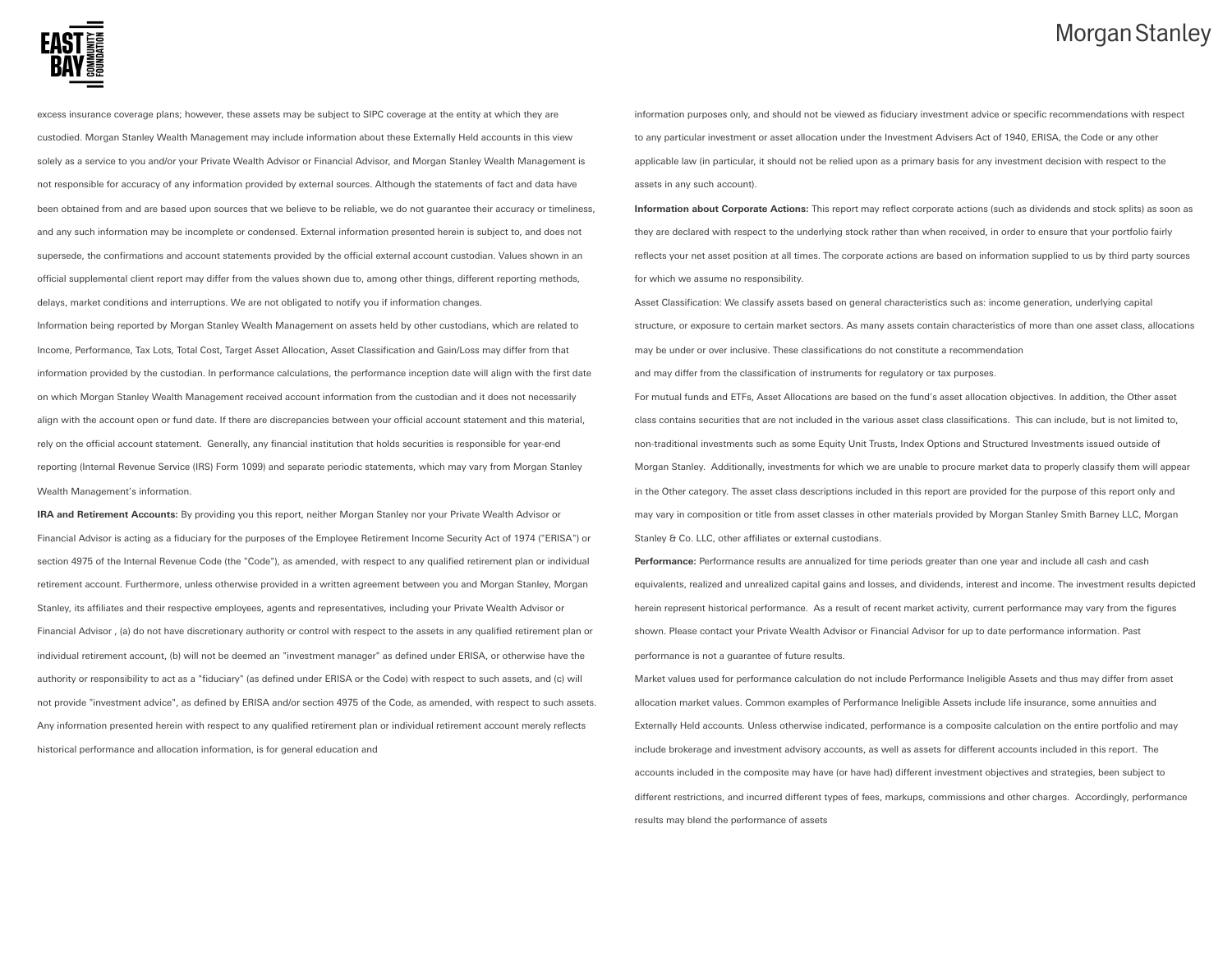excess insurance coverage plans; however, these assets may be subject to SIPC coverage at the entity at which they are custodied. Morgan Stanley Wealth Management may include information about these Externally Held accounts in this view solely as a service to you and/or your Private Wealth Advisor or Financial Advisor, and Morgan Stanley Wealth Management is not responsible for accuracy of any information provided by external sources. Although the statements of fact and data have been obtained from and are based upon sources that we believe to be reliable, we do not guarantee their accuracy or timeliness, and any such information may be incomplete or condensed. External information presented herein is subject to, and does not supersede, the confirmations and account statements provided by the official external account custodian. Values shown in an official supplemental client report may differ from the values shown due to, among other things, different reporting methods, delays, market conditions and interruptions. We are not obligated to notify you if information changes.

Information being reported by Morgan Stanley Wealth Management on assets held by other custodians, which are related to Income, Performance, Tax Lots, Total Cost, Target Asset Allocation, Asset Classification and Gain/Loss may differ from that information provided by the custodian. In performance calculations, the performance inception date will align with the first date on which Morgan Stanley Wealth Management received account information from the custodian and it does not necessarily align with the account open or fund date. If there are discrepancies between your official account statement and this material, rely on the official account statement. Generally, any financial institution that holds securities is responsible for year-end reporting (Internal Revenue Service (IRS) Form 1099) and separate periodic statements, which may vary from Morgan Stanley Wealth Management's information.

**IRA and Retirement Accounts:** By providing you this report, neither Morgan Stanley nor your Private Wealth Advisor or Financial Advisor is acting as a fiduciary for the purposes of the Employee Retirement Income Security Act of 1974 ("ERISA") or section 4975 of the Internal Revenue Code (the "Code"), as amended, with respect to any qualified retirement plan or individual retirement account. Furthermore, unless otherwise provided in a written agreement between you and Morgan Stanley, Morgan Stanley, its affiliates and their respective employees, agents and representatives, including your Private Wealth Advisor or Financial Advisor , (a) do not have discretionary authority or control with respect to the assets in any qualified retirement plan or individual retirement account, (b) will not be deemed an "investment manager" as defined under ERISA, or otherwise have the authority or responsibility to act as a "fiduciary" (as defined under ERISA or the Code) with respect to such assets, and (c) will not provide "investment advice", as defined by ERISA and/or section 4975 of the Code, as amended, with respect to such assets. Any information presented herein with respect to any qualified retirement plan or individual retirement account merely reflects historical performance and allocation information, is for general education and information purposes only, and should not be viewed as fiduciary investment advice or specific recommendations with respect to any particular investment or asset allocation under the Investment Advisers Act of 1940, ERISA, the Code or any other applicable law (in particular, it should not be relied upon as a primary basis for any investment decision with respect to the assets in any such account).

**Information about Corporate Actions:** This report may reflect corporate actions (such as dividends and stock splits) as soon as they are declared with respect to the underlying stock rather than when received, in order to ensure that your portfolio fairly reflects your net asset position at all times. The corporate actions are based on information supplied to us by third party sources for which we assume no responsibility.

Asset Classification: We classify assets based on general characteristics such as: income generation, underlying capital structure, or exposure to certain market sectors. As many assets contain characteristics of more than one asset class, allocations may be under or over inclusive. These classifications do not constitute a recommendation

and may differ from the classification of instruments for regulatory or tax purposes.

For mutual funds and ETFs, Asset Allocations are based on the fund's asset allocation objectives. In addition, the Other asset class contains securities that are not included in the various asset class classifications. This can include, but is not limited to, non-traditional investments such as some Equity Unit Trusts, Index Options and Structured Investments issued outside of Morgan Stanley. Additionally, investments for which we are unable to procure market data to properly classify them will appear in the Other category. The asset class descriptions included in this report are provided for the purpose of this report only and may vary in composition or title from asset classes in other materials provided by Morgan Stanley Smith Barney LLC, Morgan Stanley & Co. LLC, other affiliates or external custodians.

**Performance:** Performance results are annualized for time periods greater than one year and include all cash and cash equivalents, realized and unrealized capital gains and losses, and dividends, interest and income. The investment results depicted herein represent historical performance. As a result of recent market activity, current performance may vary from the figures shown. Please contact your Private Wealth Advisor or Financial Advisor for up to date performance information. Past performance is not a guarantee of future results.

Market values used for performance calculation do not include Performance Ineligible Assets and thus may differ from asset allocation market values. Common examples of Performance Ineligible Assets include life insurance, some annuities and Externally Held accounts. Unless otherwise indicated, performance is a composite calculation on the entire portfolio and may include brokerage and investment advisory accounts, as well as assets for different accounts included in this report. The accounts included in the composite may have (or have had) different investment objectives and strategies, been subject to different restrictions, and incurred different types of fees, markups, commissions and other charges. Accordingly, performance results may blend the performance of assets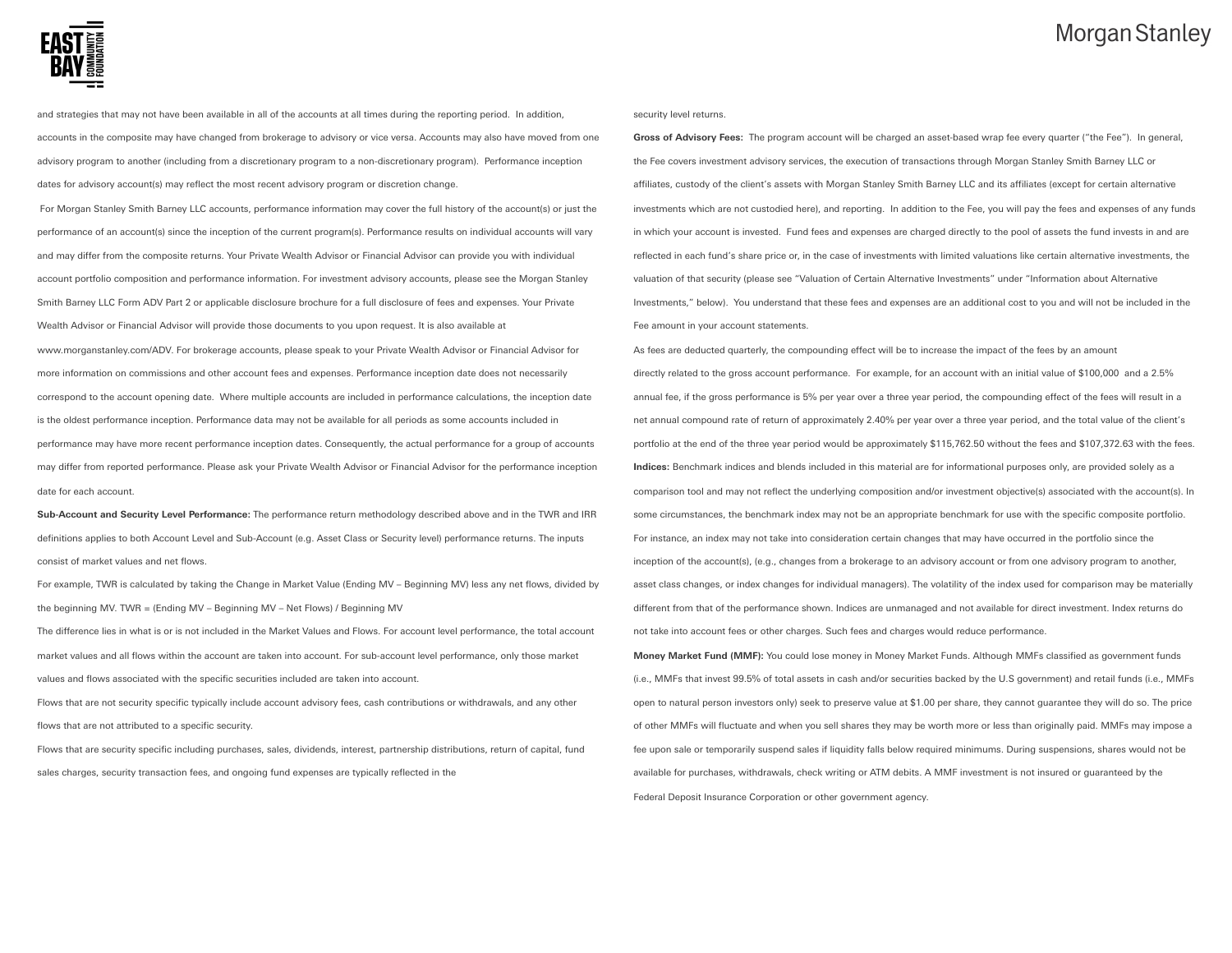and strategies that may not have been available in all of the accounts at all times during the reporting period. In addition, accounts in the composite may have changed from brokerage to advisory or vice versa. Accounts may also have moved from one advisory program to another (including from a discretionary program to a non-discretionary program). Performance inception dates for advisory account(s) may reflect the most recent advisory program or discretion change.

For Morgan Stanley Smith Barney LLC accounts, performance information may cover the full history of the account(s) or just the performance of an account(s) since the inception of the current program(s). Performance results on individual accounts will vary and may differ from the composite returns. Your Private Wealth Advisor or Financial Advisor can provide you with individual account portfolio composition and performance information. For investment advisory accounts, please see the Morgan Stanley Smith Barney LLC Form ADV Part 2 or applicable disclosure brochure for a full disclosure of fees and expenses. Your Private Wealth Advisor or Financial Advisor will provide those documents to you upon request. It is also available at www.morganstanley.com/ADV. For brokerage accounts, please speak to your Private Wealth Advisor or Financial Advisor for more information on commissions and other account fees and expenses. Performance inception date does not necessarily correspond to the account opening date. Where multiple accounts are included in performance calculations, the inception date is the oldest performance inception. Performance data may not be available for all periods as some accounts included in performance may have more recent performance inception dates. Consequently, the actual performance for a group of accounts may differ from reported performance. Please ask your Private Wealth Advisor or Financial Advisor for the performance inception date for each account.

**Sub-Account and Security Level Performance:** The performance return methodology described above and in the TWR and IRR definitions applies to both Account Level and Sub-Account (e.g. Asset Class or Security level) performance returns. The inputs consist of market values and net flows.

For example, TWR is calculated by taking the Change in Market Value (Ending MV – Beginning MV) less any net flows, divided by the beginning MV. TWR = (Ending MV – Beginning MV – Net Flows) / Beginning MV

The difference lies in what is or is not included in the Market Values and Flows. For account level performance, the total account market values and all flows within the account are taken into account. For sub-account level performance, only those market values and flows associated with the specific securities included are taken into account.

Flows that are not security specific typically include account advisory fees, cash contributions or withdrawals, and any other flows that are not attributed to a specific security.

Flows that are security specific including purchases, sales, dividends, interest, partnership distributions, return of capital, fund sales charges, security transaction fees, and ongoing fund expenses are typically reflected in the security level returns.

**Gross of Advisory Fees:** The program account will be charged an asset-based wrap fee every quarter ("the Fee"). In general, the Fee covers investment advisory services, the execution of transactions through Morgan Stanley Smith Barney LLC or affiliates, custody of the client's assets with Morgan Stanley Smith Barney LLC and its affiliates (except for certain alternative investments which are not custodied here), and reporting. In addition to the Fee, you will pay the fees and expenses of any funds in which your account is invested. Fund fees and expenses are charged directly to the pool of assets the fund invests in and are reflected in each fund's share price or, in the case of investments with limited valuations like certain alternative investments, the valuation of that security (please see "Valuation of Certain Alternative Investments" under "Information about Alternative Investments," below). You understand that these fees and expenses are an additional cost to you and will not be included in the Fee amount in your account statements.

As fees are deducted quarterly, the compounding effect will be to increase the impact of the fees by an amount directly related to the gross account performance. For example, for an account with an initial value of $100,000 and a 2.5% annual fee, if the gross performance is 5% per year over a three year period, the compounding effect of the fees will result in a net annual compound rate of return of approximately 2.40% per year over a three year period, and the total value of the client's portfolio at the end of the three year period would be approximately $115,762.50 without the fees and $107,372.63 with the fees.

**Indices:** Benchmark indices and blends included in this material are for informational purposes only, are provided solely as a comparison tool and may not reflect the underlying composition and/or investment objective(s) associated with the account(s). In some circumstances, the benchmark index may not be an appropriate benchmark for use with the specific composite portfolio. For instance, an index may not take into consideration certain changes that may have occurred in the portfolio since the inception of the account(s), (e.g., changes from a brokerage to an advisory account or from one advisory program to another, asset class changes, or index changes for individual managers). The volatility of the index used for comparison may be materially different from that of the performance shown. Indices are unmanaged and not available for direct investment. Index returns do not take into account fees or other charges. Such fees and charges would reduce performance.

**Money Market Fund (MMF):** You could lose money in Money Market Funds. Although MMFs classified as government funds (i.e., MMFs that invest 99.5% of total assets in cash and/or securities backed by the U.S government) and retail funds (i.e., MMFs open to natural person investors only) seek to preserve value at $1.00 per share, they cannot guarantee they will do so. The price of other MMFs will fluctuate and when you sell shares they may be worth more or less than originally paid. MMFs may impose a fee upon sale or temporarily suspend sales if liquidity falls below required minimums. During suspensions, shares would not be available for purchases, withdrawals, check writing or ATM debits. A MMF investment is not insured or guaranteed by the Federal Deposit Insurance Corporation or other government agency.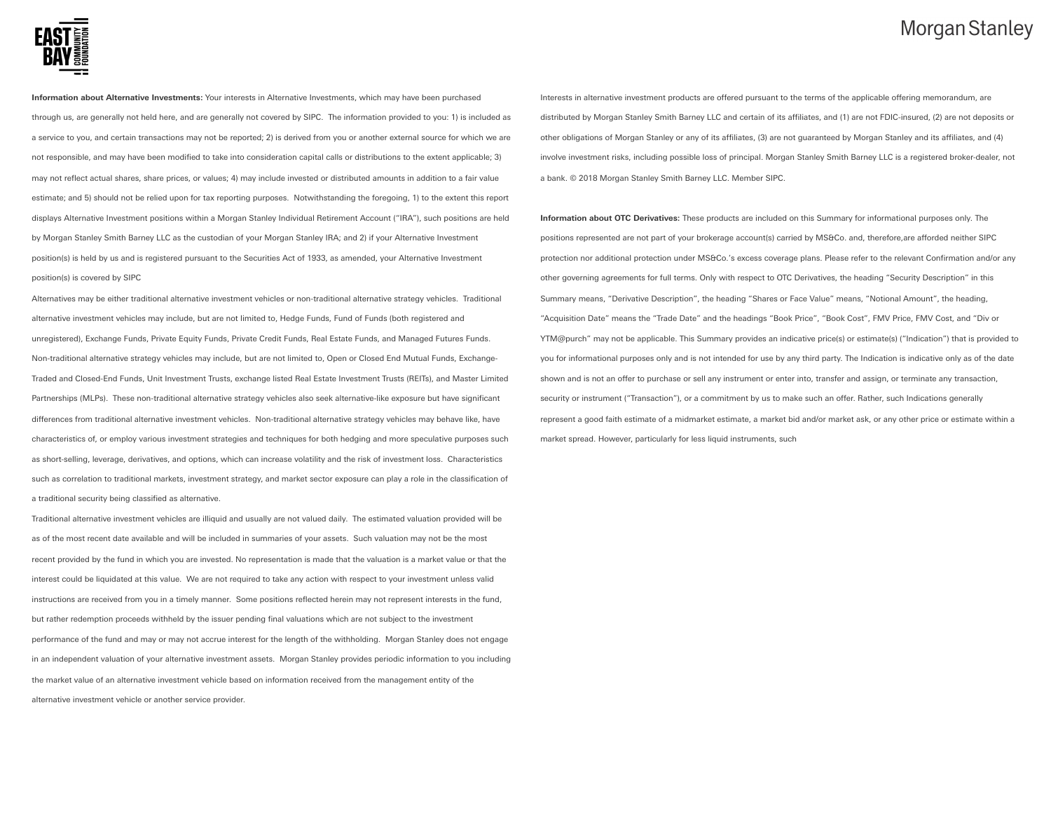**Information about Alternative Investments:** Your interests in Alternative Investments, which may have been purchased through us, are generally not held here, and are generally not covered by SIPC. The information provided to you: 1) is included as a service to you, and certain transactions may not be reported; 2) is derived from you or another external source for which we are not responsible, and may have been modified to take into consideration capital calls or distributions to the extent applicable; 3) may not reflect actual shares, share prices, or values; 4) may include invested or distributed amounts in addition to a fair value estimate; and 5) should not be relied upon for tax reporting purposes. Notwithstanding the foregoing, 1) to the extent this report displays Alternative Investment positions within a Morgan Stanley Individual Retirement Account ("IRA"), such positions are held by Morgan Stanley Smith Barney LLC as the custodian of your Morgan Stanley IRA; and 2) if your Alternative Investment position(s) is held by us and is registered pursuant to the Securities Act of 1933, as amended, your Alternative Investment position(s) is covered by SIPC

Alternatives may be either traditional alternative investment vehicles or non-traditional alternative strategy vehicles. Traditional alternative investment vehicles may include, but are not limited to, Hedge Funds, Fund of Funds (both registered and unregistered), Exchange Funds, Private Equity Funds, Private Credit Funds, Real Estate Funds, and Managed Futures Funds. Non-traditional alternative strategy vehicles may include, but are not limited to, Open or Closed End Mutual Funds, Exchange-Traded and Closed-End Funds, Unit Investment Trusts, exchange listed Real Estate Investment Trusts (REITs), and Master Limited Partnerships (MLPs). These non-traditional alternative strategy vehicles also seek alternative-like exposure but have significant differences from traditional alternative investment vehicles. Non-traditional alternative strategy vehicles may behave like, have characteristics of, or employ various investment strategies and techniques for both hedging and more speculative purposes such as short-selling, leverage, derivatives, and options, which can increase volatility and the risk of investment loss. Characteristics such as correlation to traditional markets, investment strategy, and market sector exposure can play a role in the classification of a traditional security being classified as alternative.

Traditional alternative investment vehicles are illiquid and usually are not valued daily. The estimated valuation provided will be as of the most recent date available and will be included in summaries of your assets. Such valuation may not be the most recent provided by the fund in which you are invested. No representation is made that the valuation is a market value or that the interest could be liquidated at this value. We are not required to take any action with respect to your investment unless valid instructions are received from you in a timely manner. Some positions reflected herein may not represent interests in the fund, but rather redemption proceeds withheld by the issuer pending final valuations which are not subject to the investment performance of the fund and may or may not accrue interest for the length of the withholding. Morgan Stanley does not engage in an independent valuation of your alternative investment assets. Morgan Stanley provides periodic information to you including the market value of an alternative investment vehicle based on information received from the management entity of the alternative investment vehicle or another service provider.

Interests in alternative investment products are offered pursuant to the terms of the applicable offering memorandum, are distributed by Morgan Stanley Smith Barney LLC and certain of its affiliates, and (1) are not FDIC-insured, (2) are not deposits or other obligations of Morgan Stanley or any of its affiliates, (3) are not guaranteed by Morgan Stanley and its affiliates, and (4) involve investment risks, including possible loss of principal. Morgan Stanley Smith Barney LLC is a registered broker-dealer, not a bank. © 2018 Morgan Stanley Smith Barney LLC. Member SIPC.

**Information about OTC Derivatives:** These products are included on this Summary for informational purposes only. The positions represented are not part of your brokerage account(s) carried by MS&Co. and, therefore,are afforded neither SIPC protection nor additional protection under MS&Co.'s excess coverage plans. Please refer to the relevant Confirmation and/or any other governing agreements for full terms. Only with respect to OTC Derivatives, the heading "Security Description" in this Summary means, "Derivative Description", the heading "Shares or Face Value" means, "Notional Amount", the heading, "Acquisition Date" means the "Trade Date" and the headings "Book Price", "Book Cost", FMV Price, FMV Cost, and "Div or YTM@purch" may not be applicable. This Summary provides an indicative price(s) or estimate(s) ("Indication") that is provided to you for informational purposes only and is not intended for use by any third party. The Indication is indicative only as of the date shown and is not an offer to purchase or sell any instrument or enter into, transfer and assign, or terminate any transaction, security or instrument ("Transaction"), or a commitment by us to make such an offer. Rather, such Indications generally represent a good faith estimate of a midmarket estimate, a market bid and/or market ask, or any other price or estimate within a market spread. However, particularly for less liquid instruments, such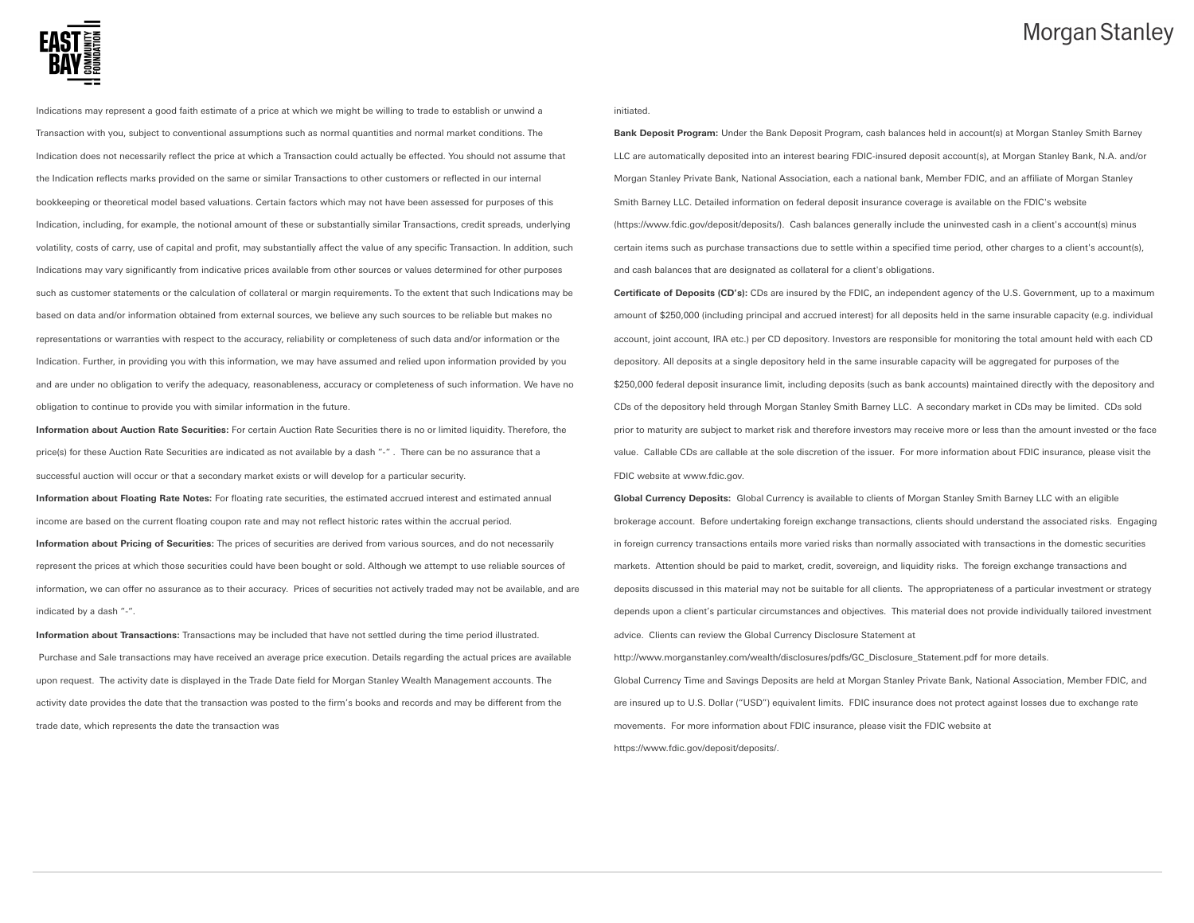Indications may represent a good faith estimate of a price at which we might be willing to trade to establish or unwind a Transaction with you, subject to conventional assumptions such as normal quantities and normal market conditions. The Indication does not necessarily reflect the price at which a Transaction could actually be effected. You should not assume that the Indication reflects marks provided on the same or similar Transactions to other customers or reflected in our internal bookkeeping or theoretical model based valuations. Certain factors which may not have been assessed for purposes of this Indication, including, for example, the notional amount of these or substantially similar Transactions, credit spreads, underlying volatility, costs of carry, use of capital and profit, may substantially affect the value of any specific Transaction. In addition, such Indications may vary significantly from indicative prices available from other sources or values determined for other purposes such as customer statements or the calculation of collateral or margin requirements. To the extent that such Indications may be based on data and/or information obtained from external sources, we believe any such sources to be reliable but makes no representations or warranties with respect to the accuracy, reliability or completeness of such data and/or information or the Indication. Further, in providing you with this information, we may have assumed and relied upon information provided by you and are under no obligation to verify the adequacy, reasonableness, accuracy or completeness of such information. We have no obligation to continue to provide you with similar information in the future.

**Information about Auction Rate Securities:** For certain Auction Rate Securities there is no or limited liquidity. Therefore, the price(s) for these Auction Rate Securities are indicated as not available by a dash "-" . There can be no assurance that a successful auction will occur or that a secondary market exists or will develop for a particular security.

**Information about Floating Rate Notes:** For floating rate securities, the estimated accrued interest and estimated annual income are based on the current floating coupon rate and may not reflect historic rates within the accrual period.

**Information about Pricing of Securities:** The prices of securities are derived from various sources, and do not necessarily represent the prices at which those securities could have been bought or sold. Although we attempt to use reliable sources of information, we can offer no assurance as to their accuracy. Prices of securities not actively traded may not be available, and are indicated by a dash "-".

**Information about Transactions:** Transactions may be included that have not settled during the time period illustrated. Purchase and Sale transactions may have received an average price execution. Details regarding the actual prices are available upon request. The activity date is displayed in the Trade Date field for Morgan Stanley Wealth Management accounts. The activity date provides the date that the transaction was posted to the firm's books and records and may be different from the trade date, which represents the date the transaction was initiated.

**Bank Deposit Program:** Under the Bank Deposit Program, cash balances held in account(s) at Morgan Stanley Smith Barney LLC are automatically deposited into an interest bearing FDIC-insured deposit account(s), at Morgan Stanley Bank, N.A. and/or Morgan Stanley Private Bank, National Association, each a national bank, Member FDIC, and an affiliate of Morgan Stanley Smith Barney LLC. Detailed information on federal deposit insurance coverage is available on the FDIC's website (https://www.fdic.gov/deposit/deposits/). Cash balances generally include the uninvested cash in a client's account(s) minus certain items such as purchase transactions due to settle within a specified time period, other charges to a client's account(s), and cash balances that are designated as collateral for a client's obligations.

**Certificate of Deposits (CD's):** CDs are insured by the FDIC, an independent agency of the U.S. Government, up to a maximum amount of $250,000 (including principal and accrued interest) for all deposits held in the same insurable capacity (e.g. individual account, joint account, IRA etc.) per CD depository. Investors are responsible for monitoring the total amount held with each CD depository. All deposits at a single depository held in the same insurable capacity will be aggregated for purposes of the $250,000 federal deposit insurance limit, including deposits (such as bank accounts) maintained directly with the depository and CDs of the depository held through Morgan Stanley Smith Barney LLC. A secondary market in CDs may be limited. CDs sold prior to maturity are subject to market risk and therefore investors may receive more or less than the amount invested or the face value. Callable CDs are callable at the sole discretion of the issuer. For more information about FDIC insurance, please visit the FDIC website at www.fdic.gov.

**Global Currency Deposits:** Global Currency is available to clients of Morgan Stanley Smith Barney LLC with an eligible brokerage account. Before undertaking foreign exchange transactions, clients should understand the associated risks. Engaging in foreign currency transactions entails more varied risks than normally associated with transactions in the domestic securities markets. Attention should be paid to market, credit, sovereign, and liquidity risks. The foreign exchange transactions and deposits discussed in this material may not be suitable for all clients. The appropriateness of a particular investment or strategy depends upon a client's particular circumstances and objectives. This material does not provide individually tailored investment advice. Clients can review the Global Currency Disclosure Statement at http://www.morganstanley.com/wealth/disclosures/pdfs/GC_Disclosure_Statement.pdf for more details.

Global Currency Time and Savings Deposits are held at Morgan Stanley Private Bank, National Association, Member FDIC, and are insured up to U.S. Dollar ("USD") equivalent limits. FDIC insurance does not protect against losses due to exchange rate movements. For more information about FDIC insurance, please visit the FDIC website at https://www.fdic.gov/deposit/deposits/.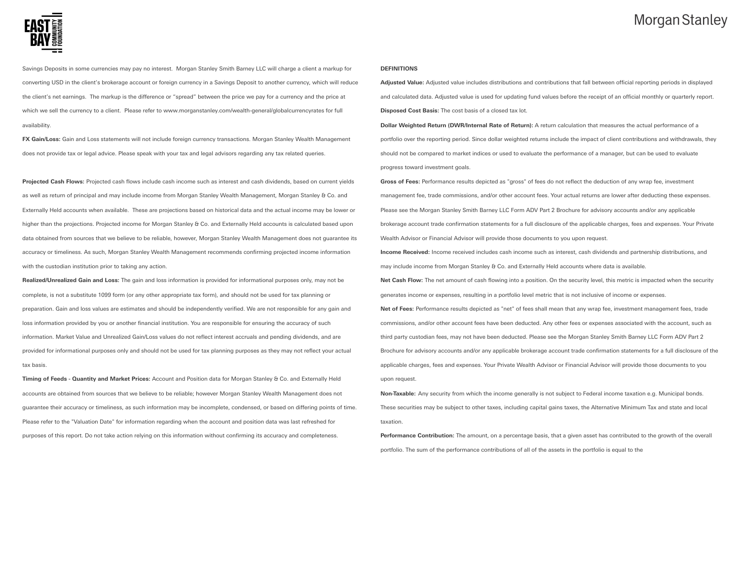Savings Deposits in some currencies may pay no interest. Morgan Stanley Smith Barney LLC will charge a client a markup for converting USD in the client's brokerage account or foreign currency in a Savings Deposit to another currency, which will reduce the client's net earnings. The markup is the difference or "spread" between the price we pay for a currency and the price at which we sell the currency to a client. Please refer to www.morganstanley.com/wealth-general/globalcurrencyrates for full availability.

**FX Gain/Loss:** Gain and Loss statements will not include foreign currency transactions. Morgan Stanley Wealth Management does not provide tax or legal advice. Please speak with your tax and legal advisors regarding any tax related queries.

**Projected Cash Flows:** Projected cash flows include cash income such as interest and cash dividends, based on current yields as well as return of principal and may include income from Morgan Stanley Wealth Management, Morgan Stanley & Co. and Externally Held accounts when available. These are projections based on historical data and the actual income may be lower or higher than the projections. Projected income for Morgan Stanley & Co. and Externally Held accounts is calculated based upon data obtained from sources that we believe to be reliable, however, Morgan Stanley Wealth Management does not guarantee its accuracy or timeliness. As such, Morgan Stanley Wealth Management recommends confirming projected income information with the custodian institution prior to taking any action.

**Realized/Unrealized Gain and Loss:** The gain and loss information is provided for informational purposes only, may not be complete, is not a substitute 1099 form (or any other appropriate tax form), and should not be used for tax planning or preparation. Gain and loss values are estimates and should be independently verified. We are not responsible for any gain and loss information provided by you or another financial institution. You are responsible for ensuring the accuracy of such information. Market Value and Unrealized Gain/Loss values do not reflect interest accruals and pending dividends, and are provided for informational purposes only and should not be used for tax planning purposes as they may not reflect your actual tax basis.

**Timing of Feeds - Quantity and Market Prices:** Account and Position data for Morgan Stanley & Co. and Externally Held accounts are obtained from sources that we believe to be reliable; however Morgan Stanley Wealth Management does not guarantee their accuracy or timeliness, as such information may be incomplete, condensed, or based on differing points of time. Please refer to the "Valuation Date" for information regarding when the account and position data was last refreshed for purposes of this report. Do not take action relying on this information without confirming its accuracy and completeness.

**DEFINITIONS**

**Adjusted Value:** Adjusted value includes distributions and contributions that fall between official reporting periods in displayed and calculated data. Adjusted value is used for updating fund values before the receipt of an official monthly or quarterly report.

**Disposed Cost Basis:** The cost basis of a closed tax lot.

**Dollar Weighted Return (DWR/Internal Rate of Return):** A return calculation that measures the actual performance of a portfolio over the reporting period. Since dollar weighted returns include the impact of client contributions and withdrawals, they should not be compared to market indices or used to evaluate the performance of a manager, but can be used to evaluate progress toward investment goals.

**Gross of Fees:** Performance results depicted as "gross" of fees do not reflect the deduction of any wrap fee, investment management fee, trade commissions, and/or other account fees. Your actual returns are lower after deducting these expenses. Please see the Morgan Stanley Smith Barney LLC Form ADV Part 2 Brochure for advisory accounts and/or any applicable brokerage account trade confirmation statements for a full disclosure of the applicable charges, fees and expenses. Your Private Wealth Advisor or Financial Advisor will provide those documents to you upon request.

**Income Received:** Income received includes cash income such as interest, cash dividends and partnership distributions, and may include income from Morgan Stanley & Co. and Externally Held accounts where data is available.

**Net Cash Flow:** The net amount of cash flowing into a position. On the security level, this metric is impacted when the security generates income or expenses, resulting in a portfolio level metric that is not inclusive of income or expenses.

**Net of Fees:** Performance results depicted as "net" of fees shall mean that any wrap fee, investment management fees, trade commissions, and/or other account fees have been deducted. Any other fees or expenses associated with the account, such as third party custodian fees, may not have been deducted. Please see the Morgan Stanley Smith Barney LLC Form ADV Part 2 Brochure for advisory accounts and/or any applicable brokerage account trade confirmation statements for a full disclosure of the applicable charges, fees and expenses. Your Private Wealth Advisor or Financial Advisor will provide those documents to you upon request.

**Non-Taxable:** Any security from which the income generally is not subject to Federal income taxation e.g. Municipal bonds. These securities may be subject to other taxes, including capital gains taxes, the Alternative Minimum Tax and state and local taxation.

**Performance Contribution:** The amount, on a percentage basis, that a given asset has contributed to the growth of the overall portfolio. The sum of the performance contributions of all of the assets in the portfolio is equal to the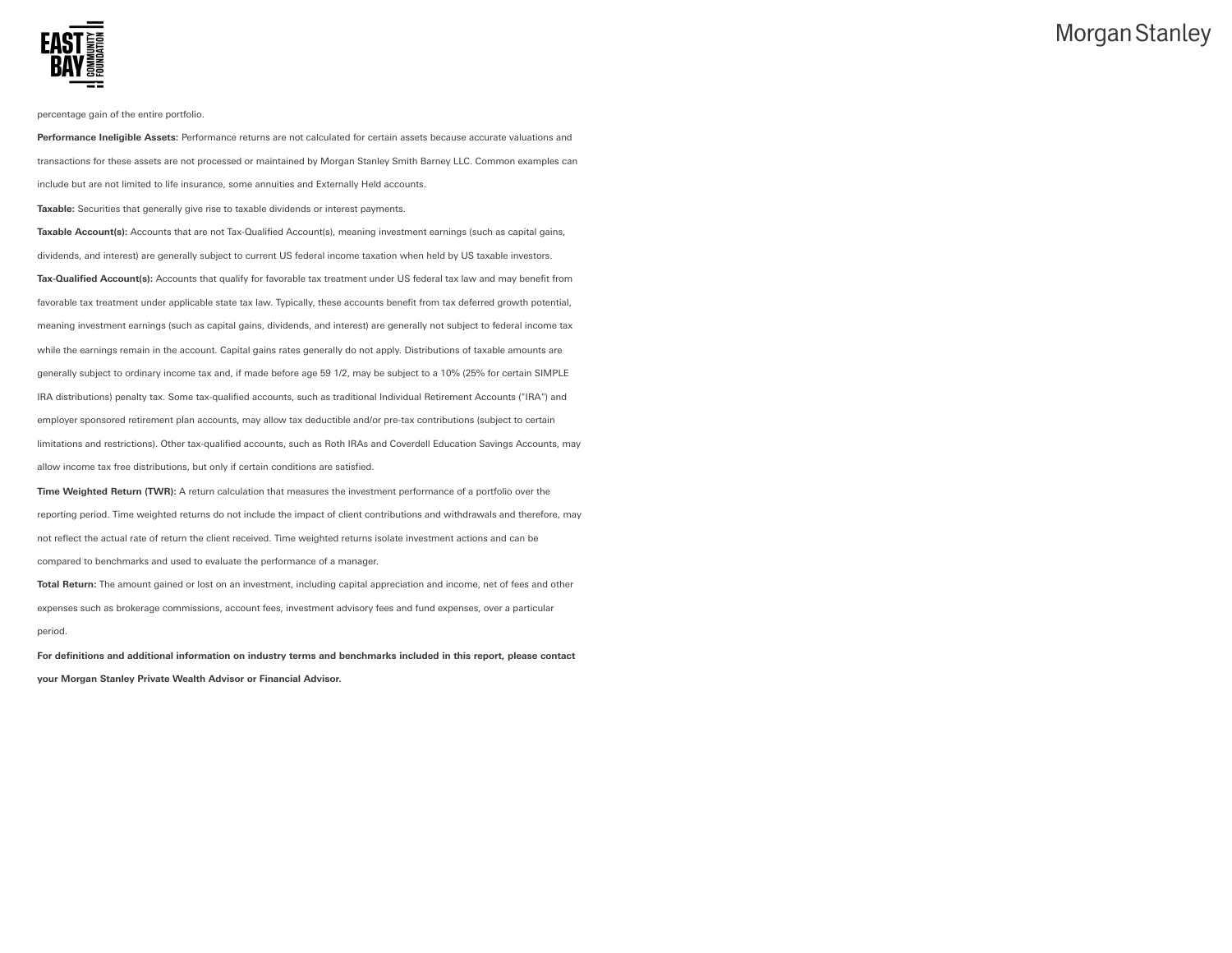percentage gain of the entire portfolio.

**Performance Ineligible Assets:** Performance returns are not calculated for certain assets because accurate valuations and transactions for these assets are not processed or maintained by Morgan Stanley Smith Barney LLC. Common examples can include but are not limited to life insurance, some annuities and Externally Held accounts.

**Taxable:** Securities that generally give rise to taxable dividends or interest payments.

**Taxable Account(s):** Accounts that are not Tax-Qualified Account(s), meaning investment earnings (such as capital gains, dividends, and interest) are generally subject to current US federal income taxation when held by US taxable investors.

**Tax-Qualified Account(s):** Accounts that qualify for favorable tax treatment under US federal tax law and may benefit from favorable tax treatment under applicable state tax law. Typically, these accounts benefit from tax deferred growth potential, meaning investment earnings (such as capital gains, dividends, and interest) are generally not subject to federal income tax while the earnings remain in the account. Capital gains rates generally do not apply. Distributions of taxable amounts are generally subject to ordinary income tax and, if made before age 59 1/2, may be subject to a 10% (25% for certain SIMPLE IRA distributions) penalty tax. Some tax-qualified accounts, such as traditional Individual Retirement Accounts ("IRA") and employer sponsored retirement plan accounts, may allow tax deductible and/or pre-tax contributions (subject to certain limitations and restrictions). Other tax-qualified accounts, such as Roth IRAs and Coverdell Education Savings Accounts, may allow income tax free distributions, but only if certain conditions are satisfied.

**Time Weighted Return (TWR):** A return calculation that measures the investment performance of a portfolio over the reporting period. Time weighted returns do not include the impact of client contributions and withdrawals and therefore, may not reflect the actual rate of return the client received. Time weighted returns isolate investment actions and can be compared to benchmarks and used to evaluate the performance of a manager.

**Total Return:** The amount gained or lost on an investment, including capital appreciation and income, net of fees and other expenses such as brokerage commissions, account fees, investment advisory fees and fund expenses, over a particular period.

**For definitions and additional information on industry terms and benchmarks included in this report, please contact your Morgan Stanley Private Wealth Advisor or Financial Advisor.**